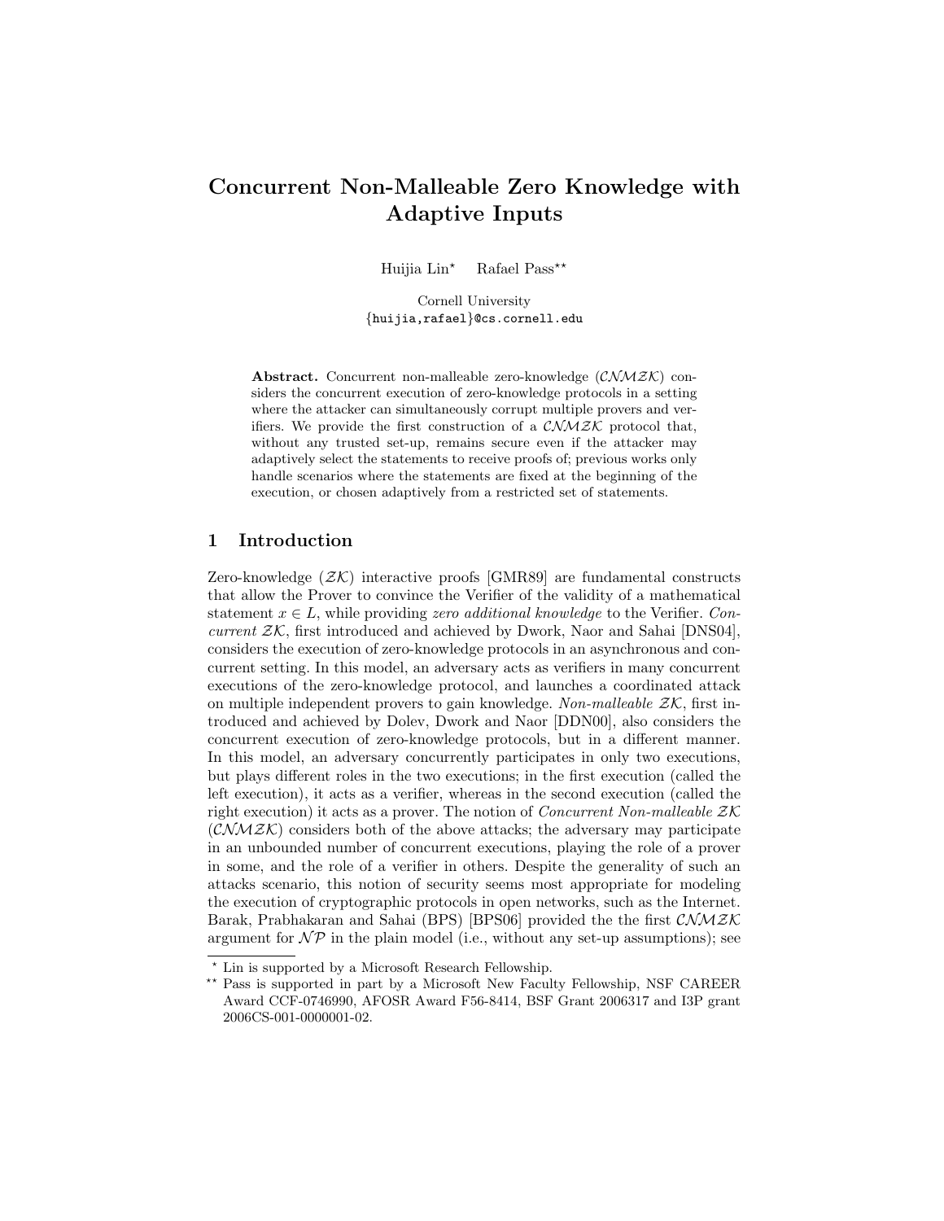# Concurrent Non-Malleable Zero Knowledge with Adaptive Inputs

Huijia Lin* Rafael Pass**

Cornell University
{huijia,rafael}@cs.cornell.edu

**Abstract.** Concurrent non-malleable zero-knowledge ($\mathcal{CNMZK}$) considers the concurrent execution of zero-knowledge protocols in a setting where the attacker can simultaneously corrupt multiple provers and verifiers. We provide the first construction of a $\mathcal{CNMZK}$ protocol that, without any trusted set-up, remains secure even if the attacker may adaptively select the statements to receive proofs of; previous works only handle scenarios where the statements are fixed at the beginning of the execution, or chosen adaptively from a restricted set of statements.

## 1 Introduction

Zero-knowledge ($\mathcal{ZK}$) interactive proofs [GMR89] are fundamental constructs that allow the Prover to convince the Verifier of the validity of a mathematical statement $x \in L$, while providing *zero additional knowledge* to the Verifier. *Concurrent $\mathcal{ZK}$*, first introduced and achieved by Dwork, Naor and Sahai [DNS04], considers the execution of zero-knowledge protocols in an asynchronous and concurrent setting. In this model, an adversary acts as verifiers in many concurrent executions of the zero-knowledge protocol, and launches a coordinated attack on multiple independent provers to gain knowledge. *Non-malleable $\mathcal{ZK}$*, first introduced and achieved by Dolev, Dwork and Naor [DDN00], also considers the concurrent execution of zero-knowledge protocols, but in a different manner. In this model, an adversary concurrently participates in only two executions, but plays different roles in the two executions; in the first execution (called the left execution), it acts as a verifier, whereas in the second execution (called the right execution) it acts as a prover. The notion of *Concurrent Non-malleable $\mathcal{ZK}$* ($\mathcal{CNMZK}$) considers both of the above attacks; the adversary may participate in an unbounded number of concurrent executions, playing the role of a prover in some, and the role of a verifier in others. Despite the generality of such an attacks scenario, this notion of security seems most appropriate for modeling the execution of cryptographic protocols in open networks, such as the Internet. Barak, Prabhakaran and Sahai (BPS) [BPS06] provided the the first $\mathcal{CNMZK}$ argument for $\mathcal{NP}$ in the plain model (i.e., without any set-up assumptions); see

---

* Lin is supported by a Microsoft Research Fellowship.

** Pass is supported in part by a Microsoft New Faculty Fellowship, NSF CAREER Award CCF-0746990, AFOSR Award F56-8414, BSF Grant 2006317 and I3P grant 2006CS-001-0000001-02.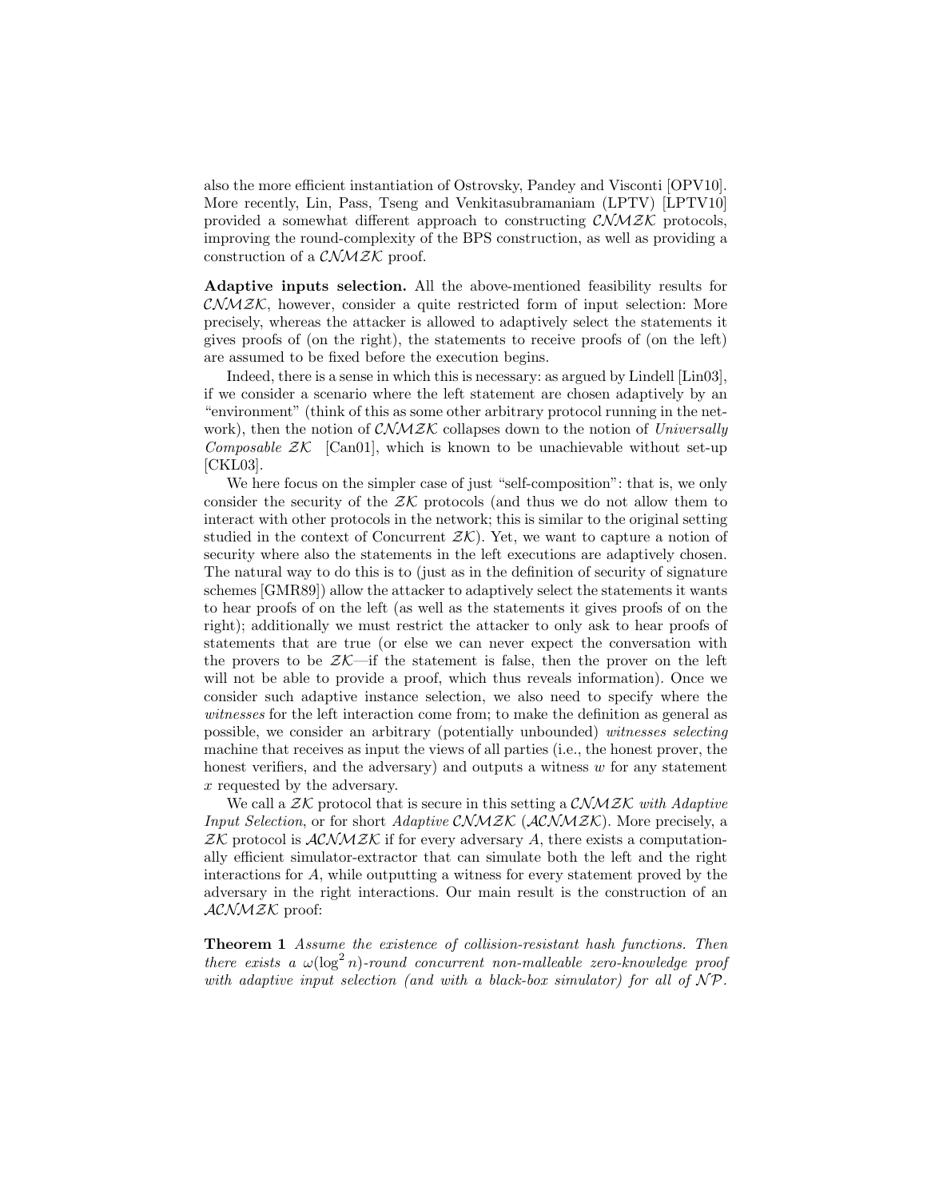also the more efficient instantiation of Ostrovsky, Pandey and Visconti [OPV10]. More recently, Lin, Pass, Tseng and Venkitasubramaniam (LPTV) [LPTV10] provided a somewhat different approach to constructing $\mathcal{CNMZK}$ protocols, improving the round-complexity of the BPS construction, as well as providing a construction of a $\mathcal{CNMZK}$ proof.

**Adaptive inputs selection.** All the above-mentioned feasibility results for $\mathcal{CNMZK}$, however, consider a quite restricted form of input selection: More precisely, whereas the attacker is allowed to adaptively select the statements it gives proofs of (on the right), the statements to receive proofs of (on the left) are assumed to be fixed before the execution begins.

Indeed, there is a sense in which this is necessary: as argued by Lindell [Lin03], if we consider a scenario where the left statement are chosen adaptively by an "environment" (think of this as some other arbitrary protocol running in the network), then the notion of $\mathcal{CNMZK}$ collapses down to the notion of *Universally Composable* $\mathcal{ZK}$ [Can01], which is known to be unachievable without set-up [CKL03].

We here focus on the simpler case of just "self-composition": that is, we only consider the security of the $\mathcal{ZK}$ protocols (and thus we do not allow them to interact with other protocols in the network; this is similar to the original setting studied in the context of Concurrent $\mathcal{ZK}$). Yet, we want to capture a notion of security where also the statements in the left executions are adaptively chosen. The natural way to do this is to (just as in the definition of security of signature schemes [GMR89]) allow the attacker to adaptively select the statements it wants to hear proofs of on the left (as well as the statements it gives proofs of on the right); additionally we must restrict the attacker to only ask to hear proofs of statements that are true (or else we can never expect the conversation with the provers to be $\mathcal{ZK}$—if the statement is false, then the prover on the left will not be able to provide a proof, which thus reveals information). Once we consider such adaptive instance selection, we also need to specify where the *witnesses* for the left interaction come from; to make the definition as general as possible, we consider an arbitrary (potentially unbounded) *witnesses selecting* machine that receives as input the views of all parties (i.e., the honest prover, the honest verifiers, and the adversary) and outputs a witness $w$ for any statement $x$ requested by the adversary.

We call a $\mathcal{ZK}$ protocol that is secure in this setting a $\mathcal{CNMZK}$ *with Adaptive Input Selection*, or for short *Adaptive* $\mathcal{CNMZK}$ ($\mathcal{ACNMZK}$). More precisely, a $\mathcal{ZK}$ protocol is $\mathcal{ACNMZK}$ if for every adversary $A$, there exists a computationally efficient simulator-extractor that can simulate both the left and the right interactions for $A$, while outputting a witness for every statement proved by the adversary in the right interactions. Our main result is the construction of an $\mathcal{ACNMZK}$ proof:

**Theorem 1** *Assume the existence of collision-resistant hash functions. Then there exists a $\omega(\log^2 n)$-round concurrent non-malleable zero-knowledge proof with adaptive input selection (and with a black-box simulator) for all of $\mathcal{NP}$.*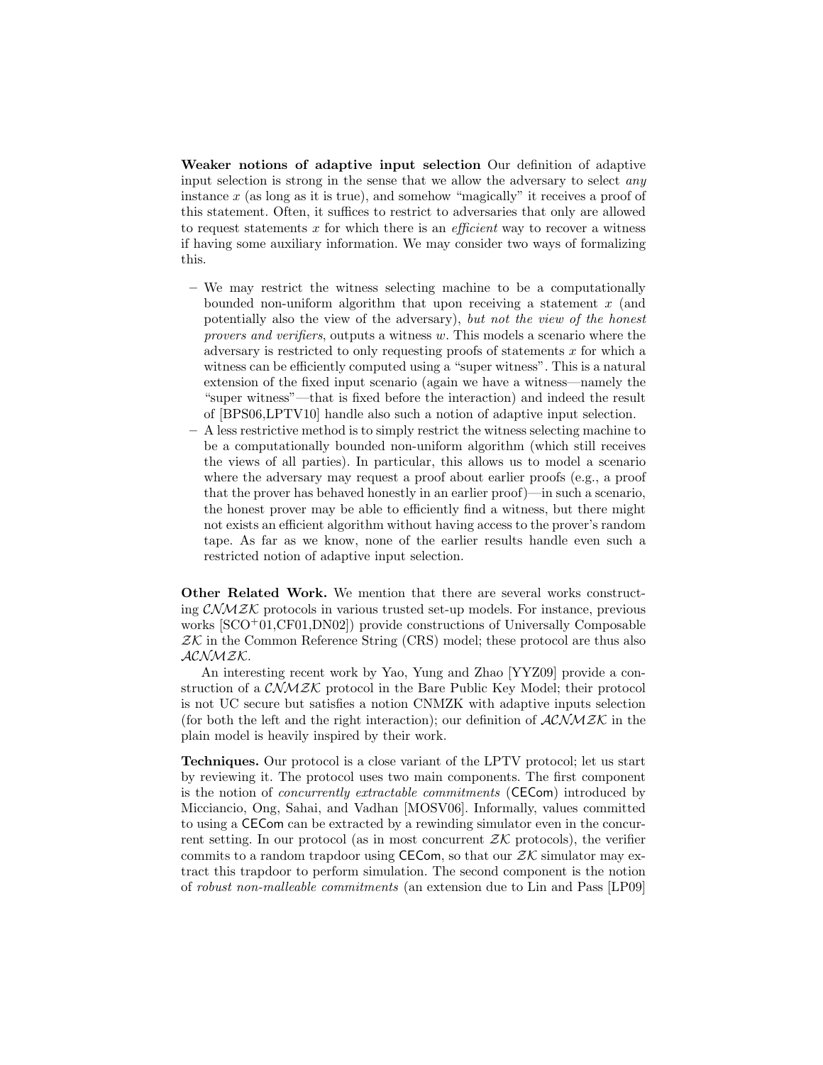**Weaker notions of adaptive input selection** Our definition of adaptive input selection is strong in the sense that we allow the adversary to select *any* instance $x$ (as long as it is true), and somehow "magically" it receives a proof of this statement. Often, it suffices to restrict to adversaries that only are allowed to request statements $x$ for which there is an *efficient* way to recover a witness if having some auxiliary information. We may consider two ways of formalizing this.

- We may restrict the witness selecting machine to be a computationally bounded non-uniform algorithm that upon receiving a statement $x$ (and potentially also the view of the adversary), *but not the view of the honest provers and verifiers*, outputs a witness $w$. This models a scenario where the adversary is restricted to only requesting proofs of statements $x$ for which a witness can be efficiently computed using a "super witness". This is a natural extension of the fixed input scenario (again we have a witness—namely the "super witness"—that is fixed before the interaction) and indeed the result of [BPS06,LPTV10] handle also such a notion of adaptive input selection.
- A less restrictive method is to simply restrict the witness selecting machine to be a computationally bounded non-uniform algorithm (which still receives the views of all parties). In particular, this allows us to model a scenario where the adversary may request a proof about earlier proofs (e.g., a proof that the prover has behaved honestly in an earlier proof)—in such a scenario, the honest prover may be able to efficiently find a witness, but there might not exists an efficient algorithm without having access to the prover's random tape. As far as we know, none of the earlier results handle even such a restricted notion of adaptive input selection.

**Other Related Work.** We mention that there are several works constructing $\mathcal{CNMZK}$ protocols in various trusted set-up models. For instance, previous works [SCO+01,CF01,DN02]) provide constructions of Universally Composable $\mathcal{ZK}$ in the Common Reference String (CRS) model; these protocol are thus also $\mathcal{ACNMZK}$.

An interesting recent work by Yao, Yung and Zhao [YYZ09] provide a construction of a $\mathcal{CNMZK}$ protocol in the Bare Public Key Model; their protocol is not UC secure but satisfies a notion CNMZK with adaptive inputs selection (for both the left and the right interaction); our definition of $\mathcal{ACNMZK}$ in the plain model is heavily inspired by their work.

**Techniques.** Our protocol is a close variant of the LPTV protocol; let us start by reviewing it. The protocol uses two main components. The first component is the notion of *concurrently extractable commitments* (CECom) introduced by Micciancio, Ong, Sahai, and Vadhan [MOSV06]. Informally, values committed to using a CECom can be extracted by a rewinding simulator even in the concurrent setting. In our protocol (as in most concurrent $\mathcal{ZK}$ protocols), the verifier commits to a random trapdoor using CECom, so that our $\mathcal{ZK}$ simulator may extract this trapdoor to perform simulation. The second component is the notion of *robust non-malleable commitments* (an extension due to Lin and Pass [LP09]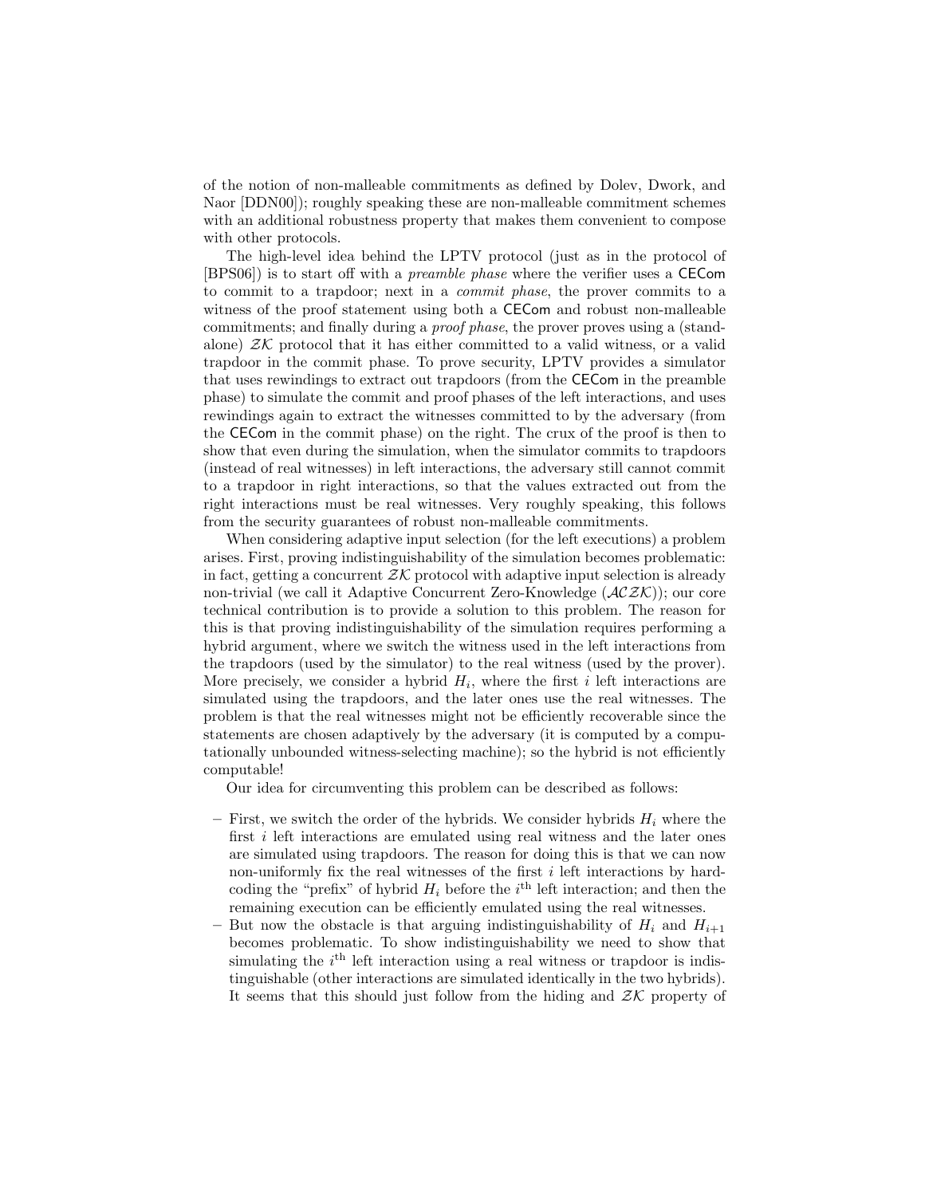of the notion of non-malleable commitments as defined by Dolev, Dwork, and Naor [DDN00]); roughly speaking these are non-malleable commitment schemes with an additional robustness property that makes them convenient to compose with other protocols.

The high-level idea behind the LPTV protocol (just as in the protocol of [BPS06]) is to start off with a *preamble phase* where the verifier uses a CECom to commit to a trapdoor; next in a *commit phase*, the prover commits to a witness of the proof statement using both a CECom and robust non-malleable commitments; and finally during a *proof phase*, the prover proves using a (stand-alone) $\mathcal{ZK}$ protocol that it has either committed to a valid witness, or a valid trapdoor in the commit phase. To prove security, LPTV provides a simulator that uses rewindings to extract out trapdoors (from the CECom in the preamble phase) to simulate the commit and proof phases of the left interactions, and uses rewindings again to extract the witnesses committed to by the adversary (from the CECom in the commit phase) on the right. The crux of the proof is then to show that even during the simulation, when the simulator commits to trapdoors (instead of real witnesses) in left interactions, the adversary still cannot commit to a trapdoor in right interactions, so that the values extracted out from the right interactions must be real witnesses. Very roughly speaking, this follows from the security guarantees of robust non-malleable commitments.

When considering adaptive input selection (for the left executions) a problem arises. First, proving indistinguishability of the simulation becomes problematic: in fact, getting a concurrent $\mathcal{ZK}$ protocol with adaptive input selection is already non-trivial (we call it Adaptive Concurrent Zero-Knowledge ($\mathcal{ACZK}$)); our core technical contribution is to provide a solution to this problem. The reason for this is that proving indistinguishability of the simulation requires performing a hybrid argument, where we switch the witness used in the left interactions from the trapdoors (used by the simulator) to the real witness (used by the prover). More precisely, we consider a hybrid $H_i$, where the first $i$ left interactions are simulated using the trapdoors, and the later ones use the real witnesses. The problem is that the real witnesses might not be efficiently recoverable since the statements are chosen adaptively by the adversary (it is computed by a computationally unbounded witness-selecting machine); so the hybrid is not efficiently computable!

Our idea for circumventing this problem can be described as follows:

- First, we switch the order of the hybrids. We consider hybrids $H_i$ where the first $i$ left interactions are emulated using real witness and the later ones are simulated using trapdoors. The reason for doing this is that we can now non-uniformly fix the real witnesses of the first $i$ left interactions by hard-coding the "prefix" of hybrid $H_i$ before the $i^{\text{th}}$ left interaction; and then the remaining execution can be efficiently emulated using the real witnesses.
- But now the obstacle is that arguing indistinguishability of $H_i$ and $H_{i+1}$ becomes problematic. To show indistinguishability we need to show that simulating the $i^{\text{th}}$ left interaction using a real witness or trapdoor is indistinguishable (other interactions are simulated identically in the two hybrids). It seems that this should just follow from the hiding and $\mathcal{ZK}$ property of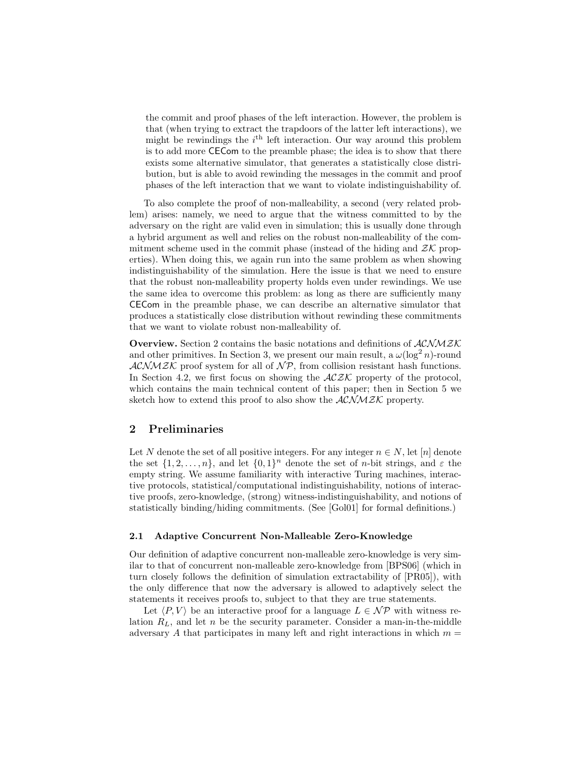the commit and proof phases of the left interaction. However, the problem is that (when trying to extract the trapdoors of the latter left interactions), we might be rewindings the $i^{\text{th}}$ left interaction. Our way around this problem is to add more CECom to the preamble phase; the idea is to show that there exists some alternative simulator, that generates a statistically close distribution, but is able to avoid rewinding the messages in the commit and proof phases of the left interaction that we want to violate indistinguishability of.

To also complete the proof of non-malleability, a second (very related problem) arises: namely, we need to argue that the witness committed to by the adversary on the right are valid even in simulation; this is usually done through a hybrid argument as well and relies on the robust non-malleability of the commitment scheme used in the commit phase (instead of the hiding and $\mathcal{ZK}$ properties). When doing this, we again run into the same problem as when showing indistinguishability of the simulation. Here the issue is that we need to ensure that the robust non-malleability property holds even under rewindings. We use the same idea to overcome this problem: as long as there are sufficiently many CECom in the preamble phase, we can describe an alternative simulator that produces a statistically close distribution without rewinding these commitments that we want to violate robust non-malleability of.

**Overview.** Section 2 contains the basic notations and definitions of $\mathcal{ACNMZK}$ and other primitives. In Section 3, we present our main result, a $\omega(\log^2 n)$-round $\mathcal{ACNMZK}$ proof system for all of $\mathcal{NP}$, from collision resistant hash functions. In Section 4.2, we first focus on showing the $\mathcal{ACZK}$ property of the protocol, which contains the main technical content of this paper; then in Section 5 we sketch how to extend this proof to also show the $\mathcal{ACNMZK}$ property.

## 2 Preliminaries

Let $N$ denote the set of all positive integers. For any integer $n \in N$, let $[n]$ denote the set $\{1, 2, \dots, n\}$, and let $\{0,1\}^n$ denote the set of $n$-bit strings, and $\varepsilon$ the empty string. We assume familiarity with interactive Turing machines, interactive protocols, statistical/computational indistinguishability, notions of interactive proofs, zero-knowledge, (strong) witness-indistinguishability, and notions of statistically binding/hiding commitments. (See [Gol01] for formal definitions.)

### 2.1 Adaptive Concurrent Non-Malleable Zero-Knowledge

Our definition of adaptive concurrent non-malleable zero-knowledge is very similar to that of concurrent non-malleable zero-knowledge from [BPS06] (which in turn closely follows the definition of simulation extractability of [PR05]), with the only difference that now the adversary is allowed to adaptively select the statements it receives proofs to, subject to that they are true statements.

Let $\langle P, V \rangle$ be an interactive proof for a language $L \in \mathcal{NP}$ with witness relation $R_L$, and let $n$ be the security parameter. Consider a man-in-the-middle adversary $A$ that participates in many left and right interactions in which $m =$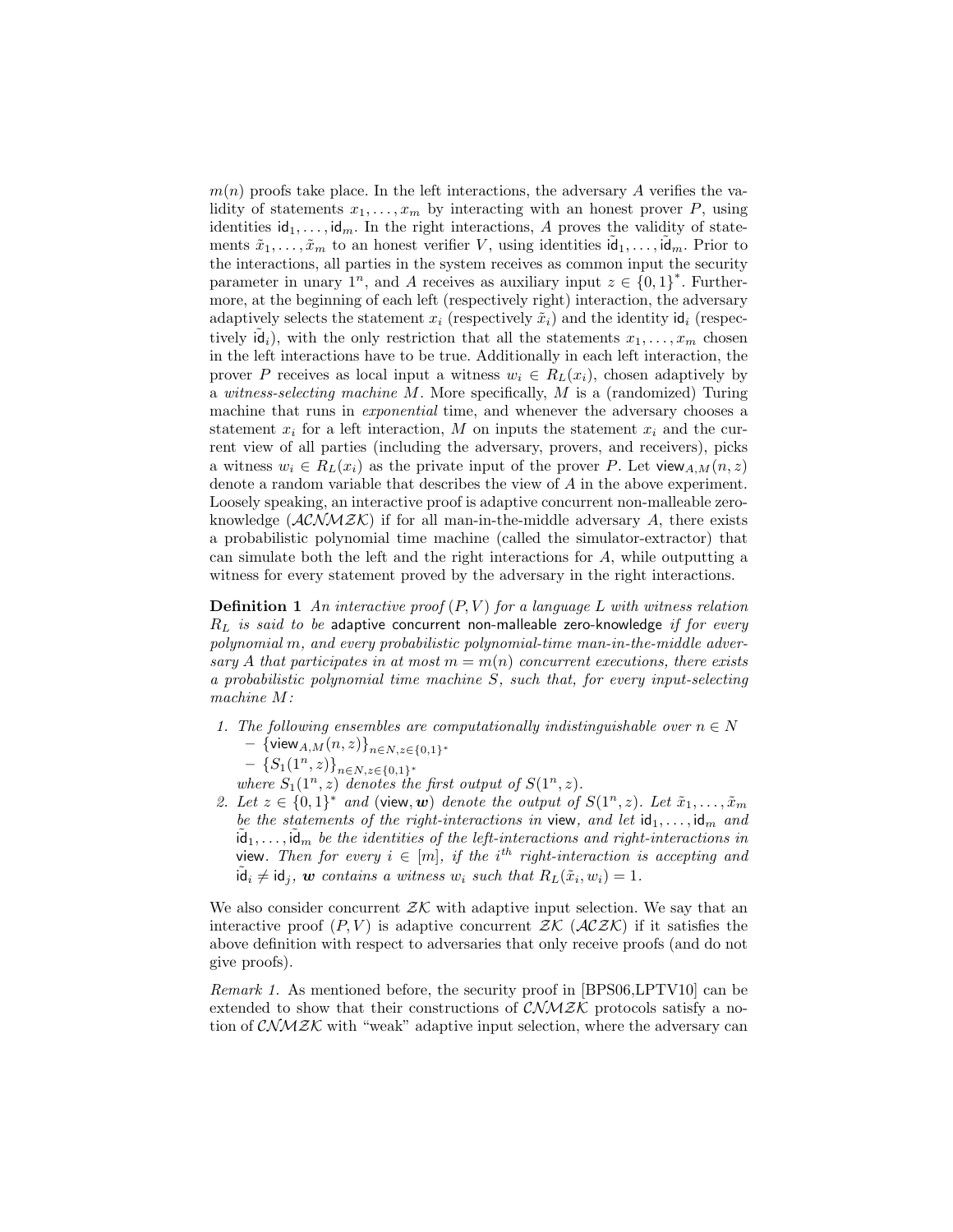$m(n)$ proofs take place. In the left interactions, the adversary $A$ verifies the validity of statements $x_1, \ldots, x_m$ by interacting with an honest prover $P$, using identities $\mathsf{id}_1, \ldots, \mathsf{id}_m$. In the right interactions, $A$ proves the validity of statements $\tilde{x}_1, \ldots, \tilde{x}_m$ to an honest verifier $V$, using identities $\tilde{\mathsf{id}}_1, \ldots, \tilde{\mathsf{id}}_m$. Prior to the interactions, all parties in the system receives as common input the security parameter in unary $1^n$, and $A$ receives as auxiliary input $z \in \{0,1\}^*$. Furthermore, at the beginning of each left (respectively right) interaction, the adversary adaptively selects the statement $x_i$ (respectively $\tilde{x}_i$) and the identity $\mathsf{id}_i$ (respectively $\tilde{\mathsf{id}}_i$), with the only restriction that all the statements $x_1, \ldots, x_m$ chosen in the left interactions have to be true. Additionally in each left interaction, the prover $P$ receives as local input a witness $w_i \in R_L(x_i)$, chosen adaptively by a *witness-selecting machine* $M$. More specifically, $M$ is a (randomized) Turing machine that runs in *exponential* time, and whenever the adversary chooses a statement $x_i$ for a left interaction, $M$ on inputs the statement $x_i$ and the current view of all parties (including the adversary, provers, and receivers), picks a witness $w_i \in R_L(x_i)$ as the private input of the prover $P$. Let $\mathsf{view}_{A,M}(n,z)$ denote a random variable that describes the view of $A$ in the above experiment. Loosely speaking, an interactive proof is adaptive concurrent non-malleable zero-knowledge ($\mathcal{ACNMZK}$) if for all man-in-the-middle adversary $A$, there exists a probabilistic polynomial time machine (called the simulator-extractor) that can simulate both the left and the right interactions for $A$, while outputting a witness for every statement proved by the adversary in the right interactions.

**Definition 1** *An interactive proof $(P,V)$ for a language $L$ with witness relation $R_L$ is said to be* adaptive concurrent non-malleable zero-knowledge *if for every polynomial $m$, and every probabilistic polynomial-time man-in-the-middle adversary $A$ that participates in at most $m = m(n)$ concurrent executions, there exists a probabilistic polynomial time machine $S$, such that, for every input-selecting machine $M$:*

1. *The following ensembles are computationally indistinguishable over $n \in N$*
   - $\{\mathsf{view}_{A,M}(n,z)\}_{n\in N, z\in\{0,1\}^*}$
   - $\{S_1(1^n,z)\}_{n\in N, z\in\{0,1\}^*}$

   *where $S_1(1^n,z)$ denotes the first output of $S(1^n,z)$.*
2. *Let $z \in \{0,1\}^*$ and $(\mathsf{view}, \boldsymbol{w})$ denote the output of $S(1^n,z)$. Let $\tilde{x}_1, \ldots, \tilde{x}_m$ be the statements of the right-interactions in* view*, and let $\mathsf{id}_1, \ldots, \mathsf{id}_m$ and $\tilde{\mathsf{id}}_1, \ldots, \tilde{\mathsf{id}}_m$ be the identities of the left-interactions and right-interactions in* view*. Then for every $i \in [m]$, if the $i^{th}$ right-interaction is accepting and $\tilde{\mathsf{id}}_i \neq \mathsf{id}_j$, $\boldsymbol{w}$ contains a witness $w_i$ such that $R_L(\tilde{x}_i, w_i) = 1$.*

We also consider concurrent $\mathcal{ZK}$ with adaptive input selection. We say that an interactive proof $(P,V)$ is adaptive concurrent $\mathcal{ZK}$ ($\mathcal{ACZK}$) if it satisfies the above definition with respect to adversaries that only receive proofs (and do not give proofs).

*Remark 1.* As mentioned before, the security proof in [BPS06,LPTV10] can be extended to show that their constructions of $\mathcal{CNMZK}$ protocols satisfy a notion of $\mathcal{CNMZK}$ with "weak" adaptive input selection, where the adversary can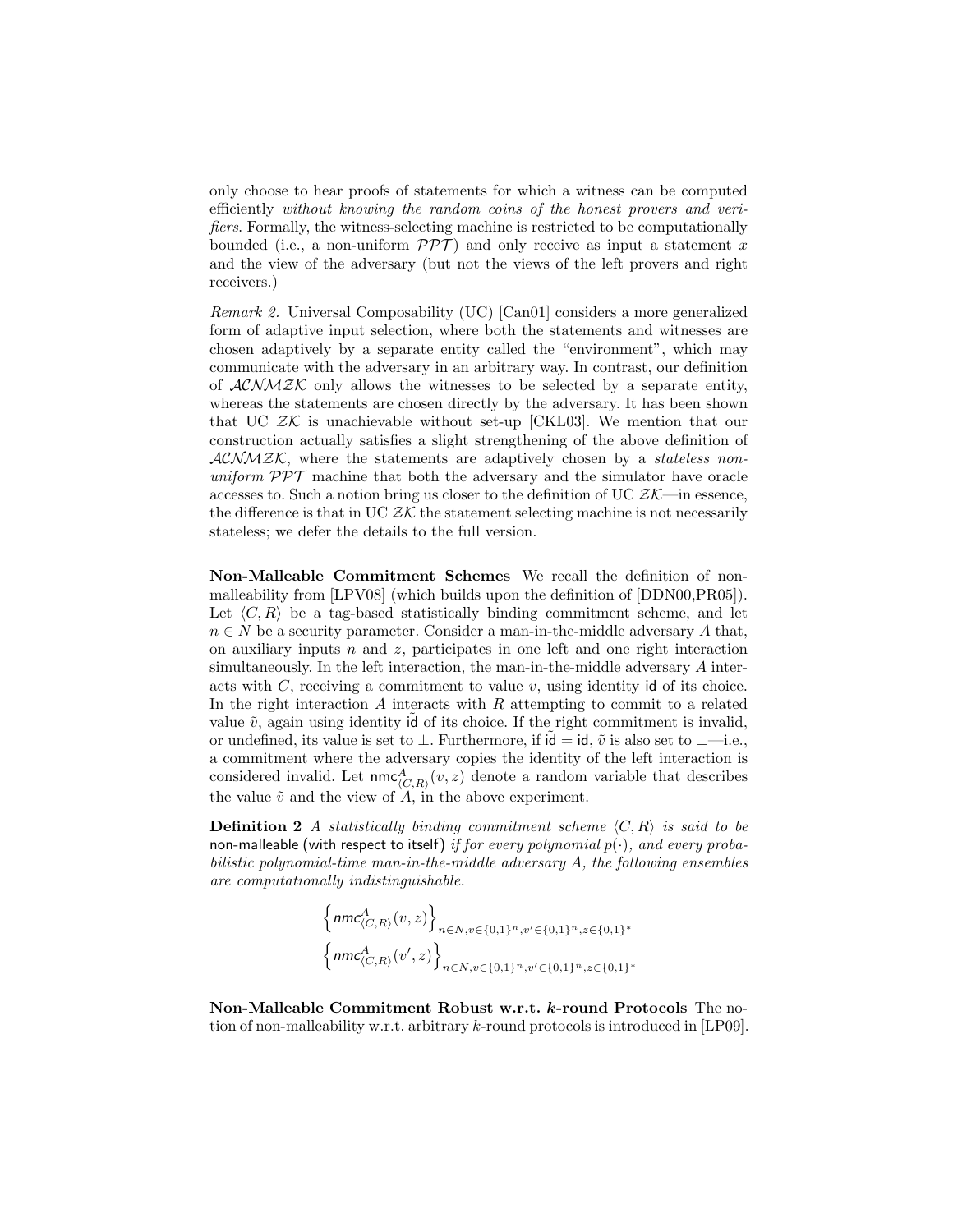only choose to hear proofs of statements for which a witness can be computed efficiently *without knowing the random coins of the honest provers and verifiers*. Formally, the witness-selecting machine is restricted to be computationally bounded (i.e., a non-uniform $\mathcal{PPT}$) and only receive as input a statement $x$ and the view of the adversary (but not the views of the left provers and right receivers.)

*Remark 2.* Universal Composability (UC) [Can01] considers a more generalized form of adaptive input selection, where both the statements and witnesses are chosen adaptively by a separate entity called the "environment", which may communicate with the adversary in an arbitrary way. In contrast, our definition of $\mathcal{ACNMZK}$ only allows the witnesses to be selected by a separate entity, whereas the statements are chosen directly by the adversary. It has been shown that UC $\mathcal{ZK}$ is unachievable without set-up [CKL03]. We mention that our construction actually satisfies a slight strengthening of the above definition of $\mathcal{ACNMZK}$, where the statements are adaptively chosen by a *stateless non-uniform* $\mathcal{PPT}$ machine that both the adversary and the simulator have oracle accesses to. Such a notion bring us closer to the definition of UC $\mathcal{ZK}$—in essence, the difference is that in UC $\mathcal{ZK}$ the statement selecting machine is not necessarily stateless; we defer the details to the full version.

**Non-Malleable Commitment Schemes** We recall the definition of non-malleability from [LPV08] (which builds upon the definition of [DDN00,PR05]). Let $\langle C, R\rangle$ be a tag-based statistically binding commitment scheme, and let $n \in N$ be a security parameter. Consider a man-in-the-middle adversary $A$ that, on auxiliary inputs $n$ and $z$, participates in one left and one right interaction simultaneously. In the left interaction, the man-in-the-middle adversary $A$ interacts with $C$, receiving a commitment to value $v$, using identity $\mathsf{id}$ of its choice. In the right interaction $A$ interacts with $R$ attempting to commit to a related value $\tilde{v}$, again using identity $\tilde{\mathsf{id}}$ of its choice. If the right commitment is invalid, or undefined, its value is set to $\perp$. Furthermore, if $\tilde{\mathsf{id}} = \mathsf{id}$, $\tilde{v}$ is also set to $\perp$—i.e., a commitment where the adversary copies the identity of the left interaction is considered invalid. Let $\mathsf{nmc}^{A}_{\langle C,R\rangle}(v, z)$ denote a random variable that describes the value $\tilde{v}$ and the view of $A$, in the above experiment.

**Definition 2** *A statistically binding commitment scheme $\langle C, R\rangle$ is said to be* non-malleable (with respect to itself) *if for every polynomial $p(\cdot)$, and every probabilistic polynomial-time man-in-the-middle adversary $A$, the following ensembles are computationally indistinguishable.*

$$\left\{\mathsf{nmc}^{A}_{\langle C,R\rangle}(v,z)\right\}_{n\in N, v\in\{0,1\}^n, v'\in\{0,1\}^n, z\in\{0,1\}^*}$$
$$\left\{\mathsf{nmc}^{A}_{\langle C,R\rangle}(v',z)\right\}_{n\in N, v\in\{0,1\}^n, v'\in\{0,1\}^n, z\in\{0,1\}^*}$$

**Non-Malleable Commitment Robust w.r.t. $k$-round Protocols** The notion of non-malleability w.r.t. arbitrary $k$-round protocols is introduced in [LP09].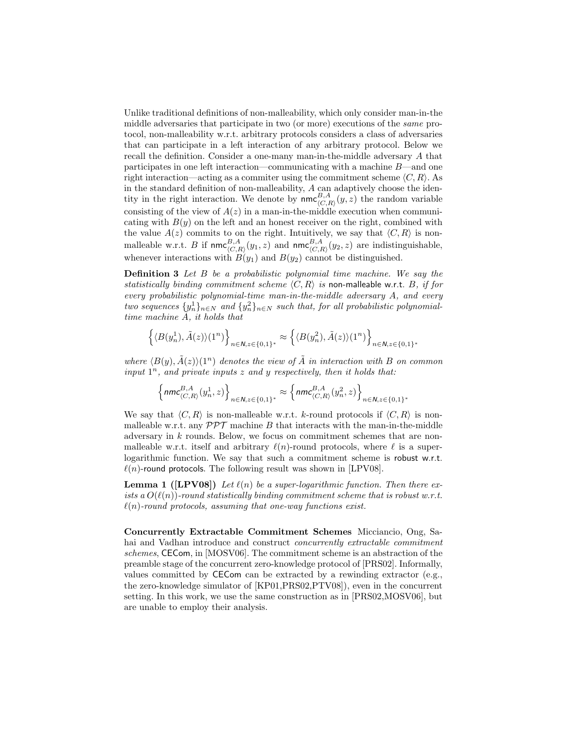Unlike traditional definitions of non-malleability, which only consider man-in-the middle adversaries that participate in two (or more) executions of the *same* protocol, non-malleability w.r.t. arbitrary protocols considers a class of adversaries that can participate in a left interaction of any arbitrary protocol. Below we recall the definition. Consider a one-many man-in-the-middle adversary $A$ that participates in one left interaction—communicating with a machine $B$—and one right interaction—acting as a commiter using the commitment scheme $\langle C, R\rangle$. As in the standard definition of non-malleability, $A$ can adaptively choose the identity in the right interaction. We denote by $\mathsf{nmc}^{B,A}_{\langle C,R\rangle}(y, z)$ the random variable consisting of the view of $A(z)$ in a man-in-the-middle execution when communicating with $B(y)$ on the left and an honest receiver on the right, combined with the value $A(z)$ commits to on the right. Intuitively, we say that $\langle C, R\rangle$ is non-malleable w.r.t. $B$ if $\mathsf{nmc}^{B,A}_{\langle C,R\rangle}(y_1, z)$ and $\mathsf{nmc}^{B,A}_{\langle C,R\rangle}(y_2, z)$ are indistinguishable, whenever interactions with $B(y_1)$ and $B(y_2)$ cannot be distinguished.

**Definition 3** *Let $B$ be a probabilistic polynomial time machine. We say the statistically binding commitment scheme $\langle C, R\rangle$ is* non-malleable w.r.t. *$B$, if for every probabilistic polynomial-time man-in-the-middle adversary $A$, and every two sequences $\{y^1_n\}_{n\in N}$ and $\{y^2_n\}_{n\in N}$ such that, for all probabilistic polynomial-time machine $\tilde{A}$, it holds that*

$$\left\{\langle B(y^1_n), \tilde{A}(z)\rangle(1^n)\right\}_{n\in N, z\in\{0,1\}^*} \approx \left\{\langle B(y^2_n), \tilde{A}(z)\rangle(1^n)\right\}_{n\in N, z\in\{0,1\}^*}$$

*where $\langle B(y), \tilde{A}(z)\rangle(1^n)$ denotes the view of $\tilde{A}$ in interaction with $B$ on common input $1^n$, and private inputs $z$ and $y$ respectively, then it holds that:*

$$\left\{\mathsf{nmc}^{B,A}_{\langle C,R\rangle}(y^1_n, z)\right\}_{n\in N, z\in\{0,1\}^*} \approx \left\{\mathsf{nmc}^{B,A}_{\langle C,R\rangle}(y^2_n, z)\right\}_{n\in N, z\in\{0,1\}^*}$$

We say that $\langle C, R\rangle$ is non-malleable w.r.t. $k$-round protocols if $\langle C, R\rangle$ is non-malleable w.r.t. any $\mathcal{PPT}$ machine $B$ that interacts with the man-in-the-middle adversary in $k$ rounds. Below, we focus on commitment schemes that are non-malleable w.r.t. itself and arbitrary $\ell(n)$-round protocols, where $\ell$ is a super-logarithmic function. We say that such a commitment scheme is robust w.r.t. $\ell(n)$-round protocols. The following result was shown in [LPV08].

**Lemma 1 ([LPV08])** *Let $\ell(n)$ be a super-logarithmic function. Then there exists a $O(\ell(n))$-round statistically binding commitment scheme that is robust w.r.t. $\ell(n)$-round protocols, assuming that one-way functions exist.*

**Concurrently Extractable Commitment Schemes** Micciancio, Ong, Sahai and Vadhan introduce and construct *concurrently extractable commitment schemes*, CECom, in [MOSV06]. The commitment scheme is an abstraction of the preamble stage of the concurrent zero-knowledge protocol of [PRS02]. Informally, values committed by CECom can be extracted by a rewinding extractor (e.g., the zero-knowledge simulator of [KP01,PRS02,PTV08]), even in the concurrent setting. In this work, we use the same construction as in [PRS02,MOSV06], but are unable to employ their analysis.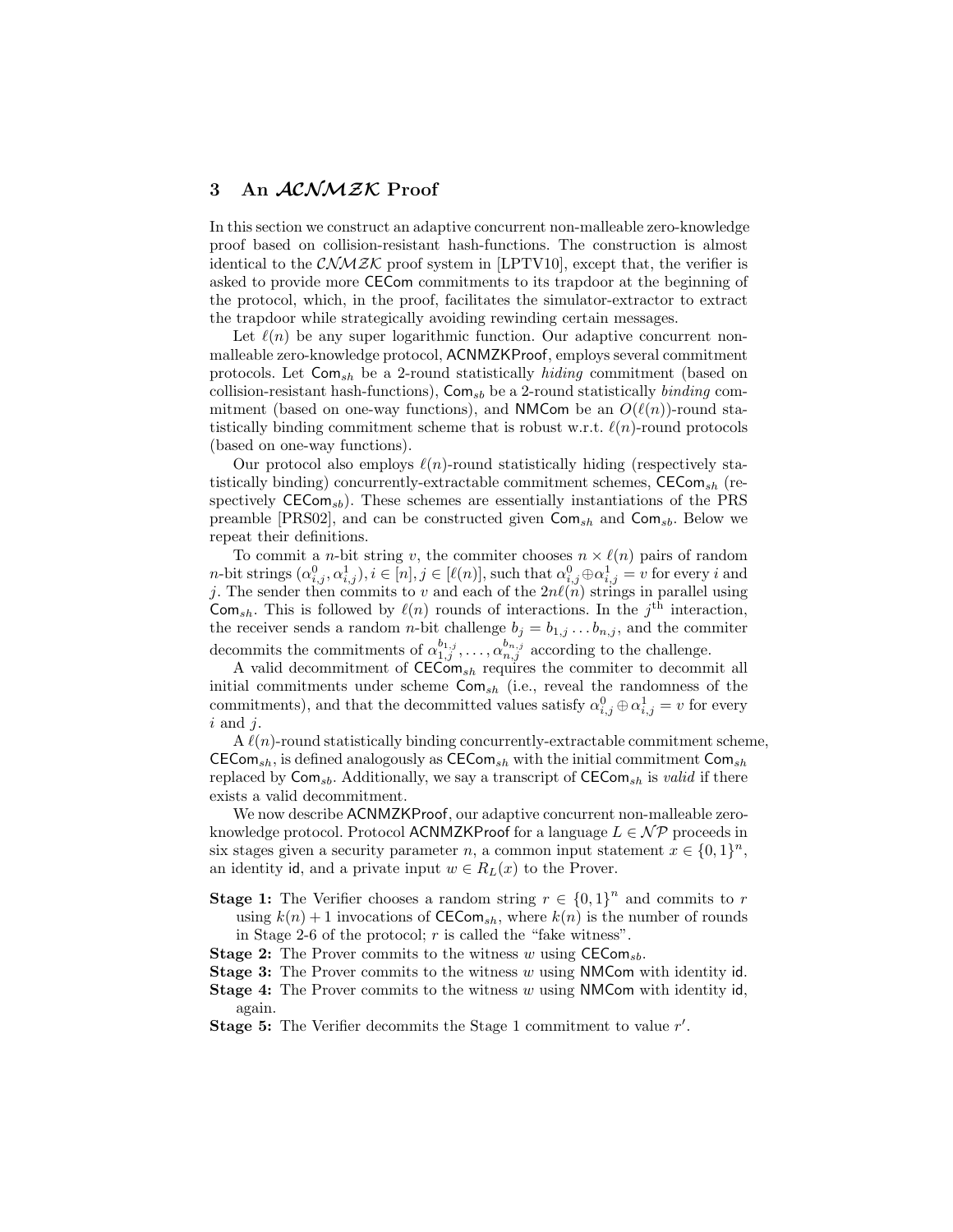## 3 An $\mathcal{ACNMZK}$ Proof

In this section we construct an adaptive concurrent non-malleable zero-knowledge proof based on collision-resistant hash-functions. The construction is almost identical to the $\mathcal{CNMZK}$ proof system in [LPTV10], except that, the verifier is asked to provide more $\mathsf{CECom}$ commitments to its trapdoor at the beginning of the protocol, which, in the proof, facilitates the simulator-extractor to extract the trapdoor while strategically avoiding rewinding certain messages.

Let $\ell(n)$ be any super logarithmic function. Our adaptive concurrent non-malleable zero-knowledge protocol, $\mathsf{ACNMZKProof}$, employs several commitment protocols. Let $\mathsf{Com}_{sh}$ be a 2-round statistically *hiding* commitment (based on collision-resistant hash-functions), $\mathsf{Com}_{sb}$ be a 2-round statistically *binding* commitment (based on one-way functions), and $\mathsf{NMCom}$ be an $O(\ell(n))$-round statistically binding commitment scheme that is robust w.r.t. $\ell(n)$-round protocols (based on one-way functions).

Our protocol also employs $\ell(n)$-round statistically hiding (respectively statistically binding) concurrently-extractable commitment schemes, $\mathsf{CECom}_{sh}$ (respectively $\mathsf{CECom}_{sb}$). These schemes are essentially instantiations of the PRS preamble [PRS02], and can be constructed given $\mathsf{Com}_{sh}$ and $\mathsf{Com}_{sb}$. Below we repeat their definitions.

To commit a $n$-bit string $v$, the commiter chooses $n \times \ell(n)$ pairs of random $n$-bit strings $(\alpha^0_{i,j}, \alpha^1_{i,j}), i \in [n], j \in [\ell(n)]$, such that $\alpha^0_{i,j} \oplus \alpha^1_{i,j} = v$ for every $i$ and $j$. The sender then commits to $v$ and each of the $2n\ell(n)$ strings in parallel using $\mathsf{Com}_{sh}$. This is followed by $\ell(n)$ rounds of interactions. In the $j^{\text{th}}$ interaction, the receiver sends a random $n$-bit challenge $b_j = b_{1,j} \dots b_{n,j}$, and the commiter decommits the commitments of $\alpha^{b_{1,j}}_{1,j}, \dots, \alpha^{b_{n,j}}_{n,j}$ according to the challenge.

A valid decommitment of $\mathsf{CECom}_{sh}$ requires the commiter to decommit all initial commitments under scheme $\mathsf{Com}_{sh}$ (i.e., reveal the randomness of the commitments), and that the decommitted values satisfy $\alpha^0_{i,j} \oplus \alpha^1_{i,j} = v$ for every $i$ and $j$.

A $\ell(n)$-round statistically binding concurrently-extractable commitment scheme, $\mathsf{CECom}_{sh}$, is defined analogously as $\mathsf{CECom}_{sh}$ with the initial commitment $\mathsf{Com}_{sh}$ replaced by $\mathsf{Com}_{sb}$. Additionally, we say a transcript of $\mathsf{CECom}_{sh}$ is *valid* if there exists a valid decommitment.

We now describe $\mathsf{ACNMZKProof}$, our adaptive concurrent non-malleable zero-knowledge protocol. Protocol $\mathsf{ACNMZKProof}$ for a language $L \in \mathcal{NP}$ proceeds in six stages given a security parameter $n$, a common input statement $x \in \{0,1\}^n$, an identity $\mathsf{id}$, and a private input $w \in R_L(x)$ to the Prover.

**Stage 1:** The Verifier chooses a random string $r \in \{0,1\}^n$ and commits to $r$ using $k(n)+1$ invocations of $\mathsf{CECom}_{sh}$, where $k(n)$ is the number of rounds in Stage 2-6 of the protocol; $r$ is called the "fake witness".

**Stage 2:** The Prover commits to the witness $w$ using $\mathsf{CECom}_{sb}$.

**Stage 3:** The Prover commits to the witness $w$ using $\mathsf{NMCom}$ with identity $\mathsf{id}$.

**Stage 4:** The Prover commits to the witness $w$ using $\mathsf{NMCom}$ with identity $\mathsf{id}$, again.

**Stage 5:** The Verifier decommits the Stage 1 commitment to value $r'$.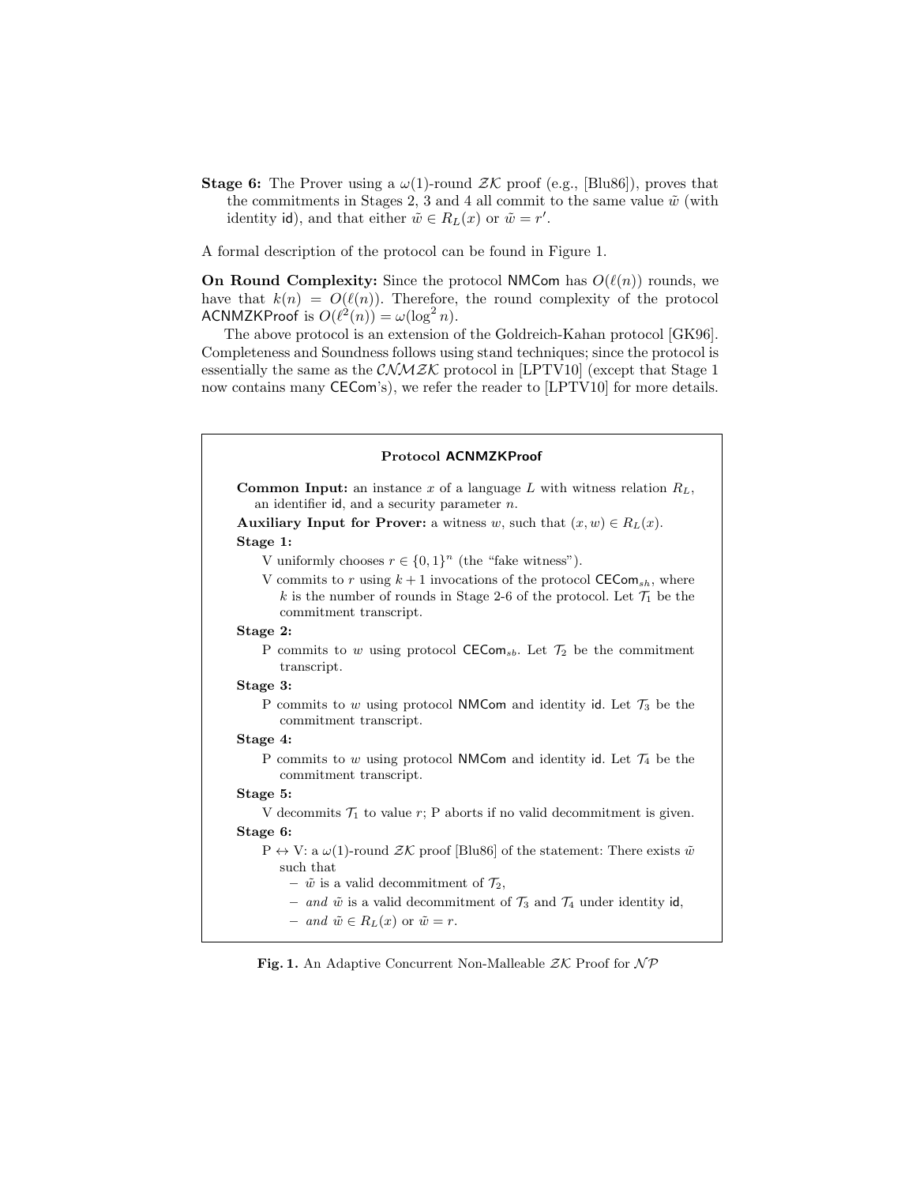**Stage 6:** The Prover using a $\omega(1)$-round $\mathcal{ZK}$ proof (e.g., [Blu86]), proves that the commitments in Stages 2, 3 and 4 all commit to the same value $\tilde{w}$ (with identity $\mathsf{id}$), and that either $\tilde{w} \in R_L(x)$ or $\tilde{w} = r'$.

A formal description of the protocol can be found in Figure 1.

**On Round Complexity:** Since the protocol $\mathsf{NMCom}$ has $O(\ell(n))$ rounds, we have that $k(n) = O(\ell(n))$. Therefore, the round complexity of the protocol $\mathsf{ACNMZKProof}$ is $O(\ell^2(n)) = \omega(\log^2 n)$.

The above protocol is an extension of the Goldreich-Kahan protocol [GK96]. Completeness and Soundness follows using stand techniques; since the protocol is essentially the same as the $\mathcal{CNMZK}$ protocol in [LPTV10] (except that Stage 1 now contains many $\mathsf{CECom}$'s), we refer the reader to [LPTV10] for more details.

---

**Protocol ACNMZKProof**

**Common Input:** an instance $x$ of a language $L$ with witness relation $R_L$, an identifier $\mathsf{id}$, and a security parameter $n$.

**Auxiliary Input for Prover:** a witness $w$, such that $(x, w) \in R_L(x)$.

**Stage 1:**

V uniformly chooses $r \in \{0,1\}^n$ (the "fake witness").

V commits to $r$ using $k+1$ invocations of the protocol $\mathsf{CECom}_{sh}$, where $k$ is the number of rounds in Stage 2-6 of the protocol. Let $\mathcal{T}_1$ be the commitment transcript.

**Stage 2:**

P commits to $w$ using protocol $\mathsf{CECom}_{sb}$. Let $\mathcal{T}_2$ be the commitment transcript.

**Stage 3:**

P commits to $w$ using protocol $\mathsf{NMCom}$ and identity $\mathsf{id}$. Let $\mathcal{T}_3$ be the commitment transcript.

**Stage 4:**

P commits to $w$ using protocol $\mathsf{NMCom}$ and identity $\mathsf{id}$. Let $\mathcal{T}_4$ be the commitment transcript.

**Stage 5:**

V decommits $\mathcal{T}_1$ to value $r$; P aborts if no valid decommitment is given.

**Stage 6:**

P $\leftrightarrow$ V: a $\omega(1)$-round $\mathcal{ZK}$ proof [Blu86] of the statement: There exists $\tilde{w}$ such that

- $\tilde{w}$ is a valid decommitment of $\mathcal{T}_2$,
- *and* $\tilde{w}$ is a valid decommitment of $\mathcal{T}_3$ and $\mathcal{T}_4$ under identity $\mathsf{id}$,
- *and* $\tilde{w} \in R_L(x)$ or $\tilde{w} = r$.

**Fig. 1.** An Adaptive Concurrent Non-Malleable $\mathcal{ZK}$ Proof for $\mathcal{NP}$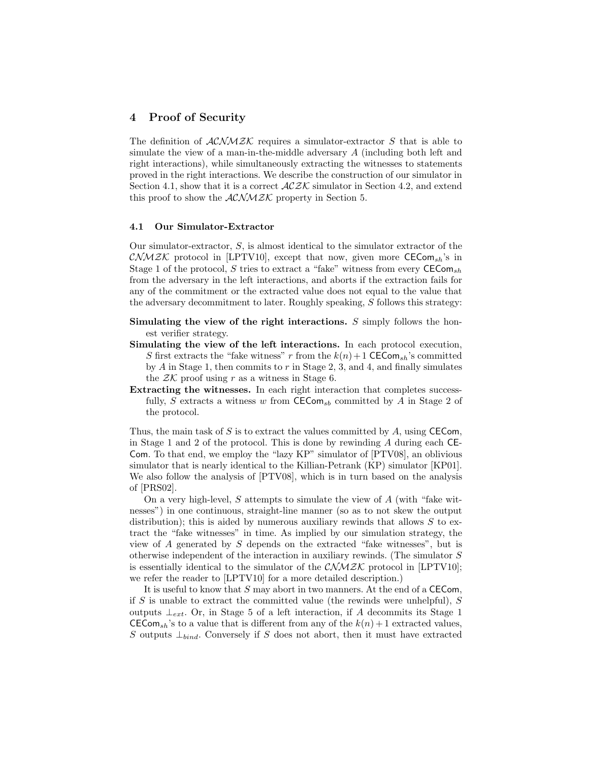## 4 Proof of Security

The definition of $\mathcal{ACNMZK}$ requires a simulator-extractor $S$ that is able to simulate the view of a man-in-the-middle adversary $A$ (including both left and right interactions), while simultaneously extracting the witnesses to statements proved in the right interactions. We describe the construction of our simulator in Section 4.1, show that it is a correct $\mathcal{ACZK}$ simulator in Section 4.2, and extend this proof to show the $\mathcal{ACNMZK}$ property in Section 5.

### 4.1 Our Simulator-Extractor

Our simulator-extractor, $S$, is almost identical to the simulator extractor of the $\mathcal{CNMZK}$ protocol in [LPTV10], except that now, given more $\mathsf{CECom}_{sh}$'s in Stage 1 of the protocol, $S$ tries to extract a "fake" witness from every $\mathsf{CECom}_{sh}$ from the adversary in the left interactions, and aborts if the extraction fails for any of the commitment or the extracted value does not equal to the value that the adversary decommitment to later. Roughly speaking, $S$ follows this strategy:

**Simulating the view of the right interactions.** $S$ simply follows the honest verifier strategy.

**Simulating the view of the left interactions.** In each protocol execution, $S$ first extracts the "fake witness" $r$ from the $k(n)+1$ $\mathsf{CECom}_{sh}$'s committed by $A$ in Stage 1, then commits to $r$ in Stage 2, 3, and 4, and finally simulates the $\mathcal{ZK}$ proof using $r$ as a witness in Stage 6.

**Extracting the witnesses.** In each right interaction that completes successfully, $S$ extracts a witness $w$ from $\mathsf{CECom}_{sb}$ committed by $A$ in Stage 2 of the protocol.

Thus, the main task of $S$ is to extract the values committed by $A$, using $\mathsf{CECom}$, in Stage 1 and 2 of the protocol. This is done by rewinding $A$ during each $\mathsf{CECom}$. To that end, we employ the "lazy KP" simulator of [PTV08], an oblivious simulator that is nearly identical to the Killian-Petrank (KP) simulator [KP01]. We also follow the analysis of [PTV08], which is in turn based on the analysis of [PRS02].

On a very high-level, $S$ attempts to simulate the view of $A$ (with "fake witnesses") in one continuous, straight-line manner (so as to not skew the output distribution); this is aided by numerous auxiliary rewinds that allows $S$ to extract the "fake witnesses" in time. As implied by our simulation strategy, the view of $A$ generated by $S$ depends on the extracted "fake witnesses", but is otherwise independent of the interaction in auxiliary rewinds. (The simulator $S$ is essentially identical to the simulator of the $\mathcal{CNMZK}$ protocol in [LPTV10]; we refer the reader to [LPTV10] for a more detailed description.)

It is useful to know that $S$ may abort in two manners. At the end of a $\mathsf{CECom}$, if $S$ is unable to extract the committed value (the rewinds were unhelpful), $S$ outputs $\perp_{ext}$. Or, in Stage 5 of a left interaction, if $A$ decommits its Stage 1 $\mathsf{CECom}_{sh}$'s to a value that is different from any of the $k(n)+1$ extracted values, $S$ outputs $\perp_{bind}$. Conversely if $S$ does not abort, then it must have extracted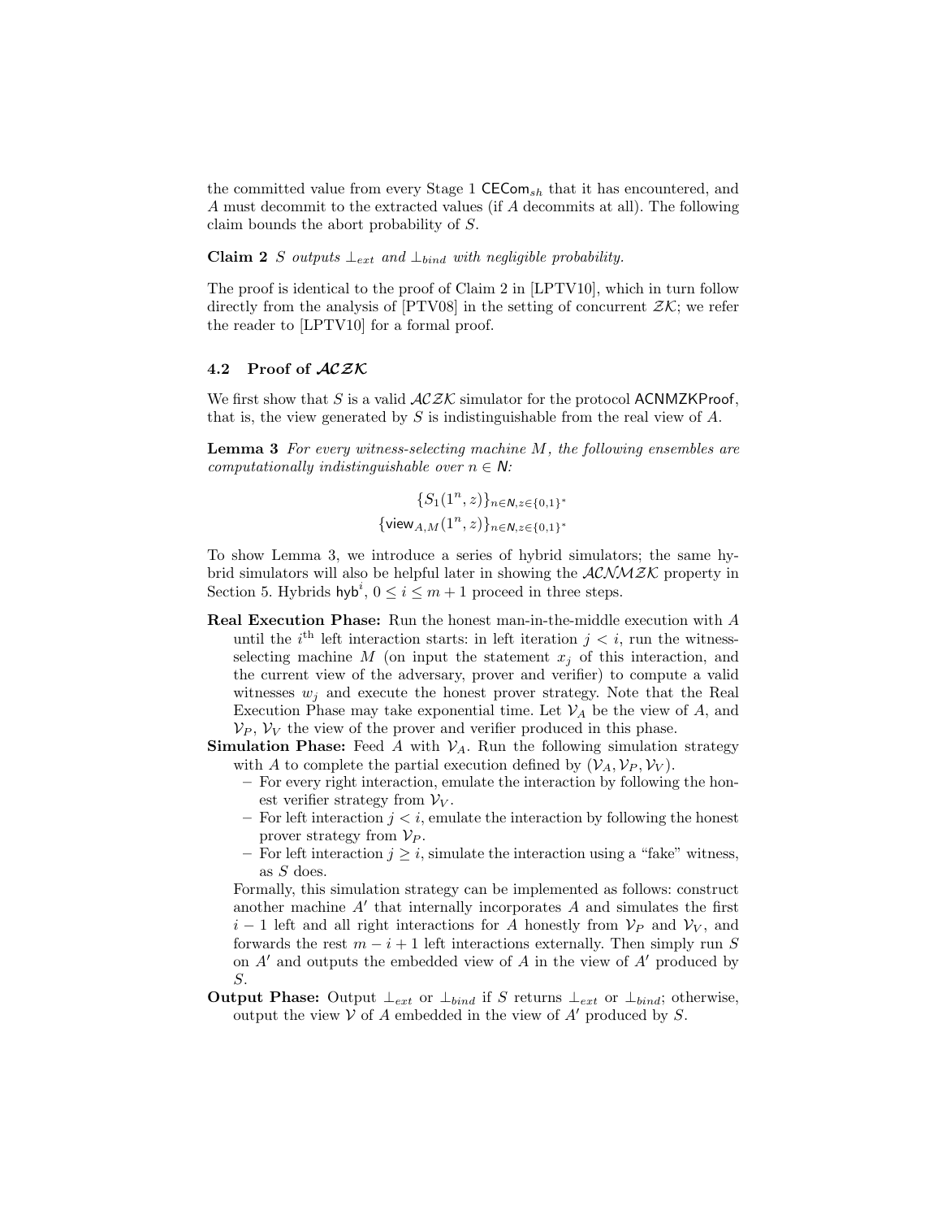the committed value from every Stage 1 $\mathsf{CECom}_{sh}$ that it has encountered, and $A$ must decommit to the extracted values (if $A$ decommits at all). The following claim bounds the abort probability of $S$.

**Claim 2** *$S$ outputs $\bot_{ext}$ and $\bot_{bind}$ with negligible probability.*

The proof is identical to the proof of Claim 2 in [LPTV10], which in turn follow directly from the analysis of [PTV08] in the setting of concurrent $\mathcal{ZK}$; we refer the reader to [LPTV10] for a formal proof.

### 4.2 Proof of $\mathcal{ACZK}$

We first show that $S$ is a valid $\mathcal{ACZK}$ simulator for the protocol $\mathsf{ACNMZKProof}$, that is, the view generated by $S$ is indistinguishable from the real view of $A$.

**Lemma 3** *For every witness-selecting machine $M$, the following ensembles are computationally indistinguishable over $n \in \mathsf{N}$:*

$$\{S_1(1^n, z)\}_{n\in\mathsf{N}, z\in\{0,1\}^*}$$
$$\{\mathsf{view}_{A,M}(1^n, z)\}_{n\in\mathsf{N}, z\in\{0,1\}^*}$$

To show Lemma 3, we introduce a series of hybrid simulators; the same hybrid simulators will also be helpful later in showing the $\mathcal{ACNMZK}$ property in Section 5. Hybrids $\mathsf{hyb}^i$, $0 \le i \le m+1$ proceed in three steps.

**Real Execution Phase:** Run the honest man-in-the-middle execution with $A$ until the $i^{\text{th}}$ left interaction starts: in left iteration $j < i$, run the witness-selecting machine $M$ (on input the statement $x_j$ of this interaction, and the current view of the adversary, prover and verifier) to compute a valid witnesses $w_j$ and execute the honest prover strategy. Note that the Real Execution Phase may take exponential time. Let $\mathcal{V}_A$ be the view of $A$, and $\mathcal{V}_P$, $\mathcal{V}_V$ the view of the prover and verifier produced in this phase.

**Simulation Phase:** Feed $A$ with $\mathcal{V}_A$. Run the following simulation strategy with $A$ to complete the partial execution defined by $(\mathcal{V}_A, \mathcal{V}_P, \mathcal{V}_V)$.

- For every right interaction, emulate the interaction by following the honest verifier strategy from $\mathcal{V}_V$.
- For left interaction $j < i$, emulate the interaction by following the honest prover strategy from $\mathcal{V}_P$.
- For left interaction $j \ge i$, simulate the interaction using a "fake" witness, as $S$ does.

Formally, this simulation strategy can be implemented as follows: construct another machine $A'$ that internally incorporates $A$ and simulates the first $i-1$ left and all right interactions for $A$ honestly from $\mathcal{V}_P$ and $\mathcal{V}_V$, and forwards the rest $m-i+1$ left interactions externally. Then simply run $S$ on $A'$ and outputs the embedded view of $A$ in the view of $A'$ produced by $S$.

**Output Phase:** Output $\bot_{ext}$ or $\bot_{bind}$ if $S$ returns $\bot_{ext}$ or $\bot_{bind}$; otherwise, output the view $\mathcal{V}$ of $A$ embedded in the view of $A'$ produced by $S$.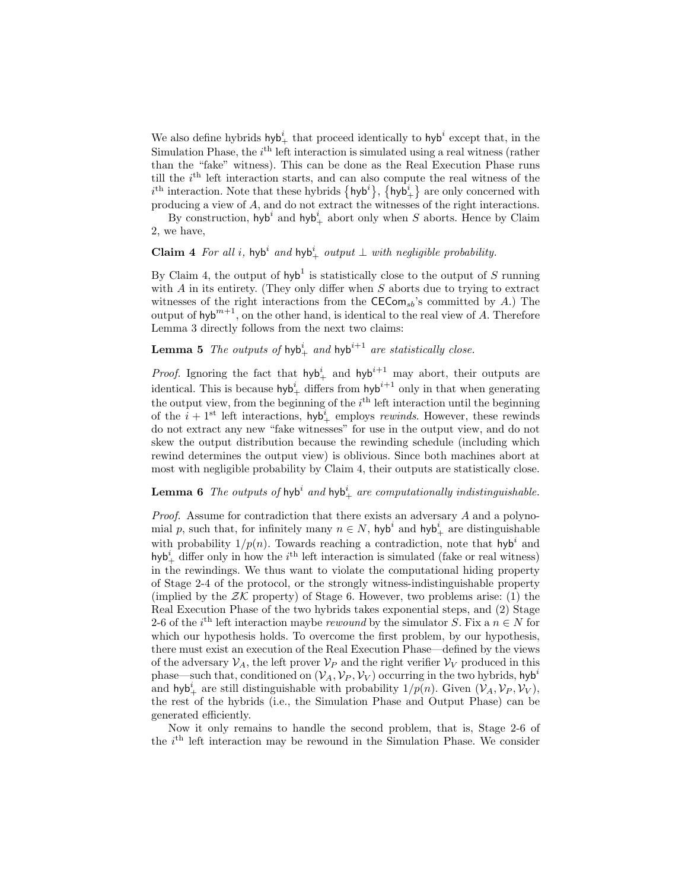We also define hybrids $\mathsf{hyb}_+^i$ that proceed identically to $\mathsf{hyb}^i$ except that, in the Simulation Phase, the $i^{\text{th}}$ left interaction is simulated using a real witness (rather than the "fake" witness). This can be done as the Real Execution Phase runs till the $i^{\text{th}}$ left interaction starts, and can also compute the real witness of the $i^{\text{th}}$ interaction. Note that these hybrids $\{\mathsf{hyb}^i\}$, $\{\mathsf{hyb}_+^i\}$ are only concerned with producing a view of $A$, and do not extract the witnesses of the right interactions.

By construction, $\mathsf{hyb}^i$ and $\mathsf{hyb}_+^i$ abort only when $S$ aborts. Hence by Claim 2, we have,

**Claim 4** *For all $i$, $\mathsf{hyb}^i$ and $\mathsf{hyb}_+^i$ output $\perp$ with negligible probability.*

By Claim 4, the output of $\mathsf{hyb}^1$ is statistically close to the output of $S$ running with $A$ in its entirety. (They only differ when $S$ aborts due to trying to extract witnesses of the right interactions from the $\mathsf{CECom}_{sb}$'s committed by $A$.) The output of $\mathsf{hyb}^{m+1}$, on the other hand, is identical to the real view of $A$. Therefore Lemma 3 directly follows from the next two claims:

**Lemma 5** *The outputs of $\mathsf{hyb}_+^i$ and $\mathsf{hyb}^{i+1}$ are statistically close.*

*Proof.* Ignoring the fact that $\mathsf{hyb}_+^i$ and $\mathsf{hyb}^{i+1}$ may abort, their outputs are identical. This is because $\mathsf{hyb}_+^i$ differs from $\mathsf{hyb}^{i+1}$ only in that when generating the output view, from the beginning of the $i^{\text{th}}$ left interaction until the beginning of the $i+1^{\text{st}}$ left interactions, $\mathsf{hyb}_+^i$ employs *rewinds*. However, these rewinds do not extract any new "fake witnesses" for use in the output view, and do not skew the output distribution because the rewinding schedule (including which rewind determines the output view) is oblivious. Since both machines abort at most with negligible probability by Claim 4, their outputs are statistically close.

**Lemma 6** *The outputs of $\mathsf{hyb}^i$ and $\mathsf{hyb}_+^i$ are computationally indistinguishable.*

*Proof.* Assume for contradiction that there exists an adversary $A$ and a polynomial $p$, such that, for infinitely many $n \in N$, $\mathsf{hyb}^i$ and $\mathsf{hyb}_+^i$ are distinguishable with probability $1/p(n)$. Towards reaching a contradiction, note that $\mathsf{hyb}^i$ and $\mathsf{hyb}_+^i$ differ only in how the $i^{\text{th}}$ left interaction is simulated (fake or real witness) in the rewindings. We thus want to violate the computational hiding property of Stage 2-4 of the protocol, or the strongly witness-indistinguishable property (implied by the $\mathcal{ZK}$ property) of Stage 6. However, two problems arise: (1) the Real Execution Phase of the two hybrids takes exponential steps, and (2) Stage 2-6 of the $i^{\text{th}}$ left interaction maybe *rewound* by the simulator $S$. Fix a $n \in N$ for which our hypothesis holds. To overcome the first problem, by our hypothesis, there must exist an execution of the Real Execution Phase—defined by the views of the adversary $\mathcal{V}_A$, the left prover $\mathcal{V}_P$ and the right verifier $\mathcal{V}_V$ produced in this phase—such that, conditioned on $(\mathcal{V}_A, \mathcal{V}_P, \mathcal{V}_V)$ occurring in the two hybrids, $\mathsf{hyb}^i$ and $\mathsf{hyb}_+^i$ are still distinguishable with probability $1/p(n)$. Given $(\mathcal{V}_A, \mathcal{V}_P, \mathcal{V}_V)$, the rest of the hybrids (i.e., the Simulation Phase and Output Phase) can be generated efficiently.

Now it only remains to handle the second problem, that is, Stage 2-6 of the $i^{\text{th}}$ left interaction may be rewound in the Simulation Phase. We consider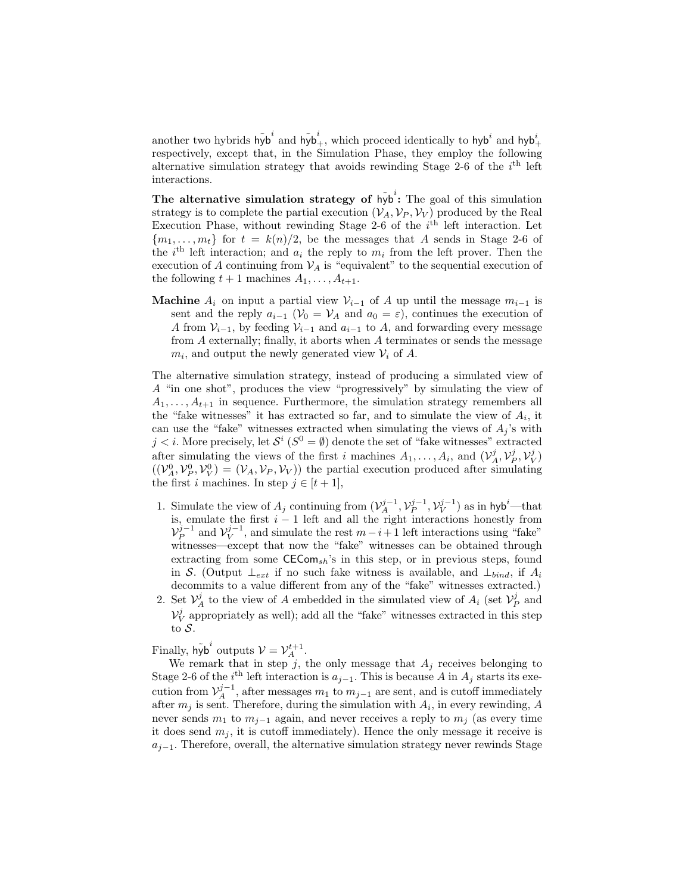another two hybrids $\tilde{\mathsf{hyb}}^i$ and $\tilde{\mathsf{hyb}}^i_+$, which proceed identically to $\mathsf{hyb}^i$ and $\mathsf{hyb}^i_+$ respectively, except that, in the Simulation Phase, they employ the following alternative simulation strategy that avoids rewinding Stage 2-6 of the $i^{\text{th}}$ left interactions.

**The alternative simulation strategy of $\tilde{\mathsf{hyb}}^i$:** The goal of this simulation strategy is to complete the partial execution $(\mathcal{V}_A, \mathcal{V}_P, \mathcal{V}_V)$ produced by the Real Execution Phase, without rewinding Stage 2-6 of the $i^{\text{th}}$ left interaction. Let $\{m_1, \ldots, m_t\}$ for $t = k(n)/2$, be the messages that $A$ sends in Stage 2-6 of the $i^{\text{th}}$ left interaction; and $a_i$ the reply to $m_i$ from the left prover. Then the execution of $A$ continuing from $\mathcal{V}_A$ is "equivalent" to the sequential execution of the following $t+1$ machines $A_1, \ldots, A_{t+1}$.

**Machine** $A_i$ on input a partial view $\mathcal{V}_{i-1}$ of $A$ up until the message $m_{i-1}$ is sent and the reply $a_{i-1}$ ($\mathcal{V}_0 = \mathcal{V}_A$ and $a_0 = \varepsilon$), continues the execution of $A$ from $\mathcal{V}_{i-1}$, by feeding $\mathcal{V}_{i-1}$ and $a_{i-1}$ to $A$, and forwarding every message from $A$ externally; finally, it aborts when $A$ terminates or sends the message $m_i$, and output the newly generated view $\mathcal{V}_i$ of $A$.

The alternative simulation strategy, instead of producing a simulated view of $A$ "in one shot", produces the view "progressively" by simulating the view of $A_1, \ldots, A_{t+1}$ in sequence. Furthermore, the simulation strategy remembers all the "fake witnesses" it has extracted so far, and to simulate the view of $A_i$, it can use the "fake" witnesses extracted when simulating the views of $A_j$'s with $j < i$. More precisely, let $\mathcal{S}^i$ ($S^0 = \emptyset$) denote the set of "fake witnesses" extracted after simulating the views of the first $i$ machines $A_1, \ldots, A_i$, and $(\mathcal{V}_A^j, \mathcal{V}_P^j, \mathcal{V}_V^j)$ $((\mathcal{V}_A^0, \mathcal{V}_P^0, \mathcal{V}_V^0) = (\mathcal{V}_A, \mathcal{V}_P, \mathcal{V}_V))$ the partial execution produced after simulating the first $i$ machines. In step $j \in [t+1]$,

1. Simulate the view of $A_j$ continuing from $(\mathcal{V}_A^{j-1}, \mathcal{V}_P^{j-1}, \mathcal{V}_V^{j-1})$ as in $\mathsf{hyb}^i$—that is, emulate the first $i-1$ left and all the right interactions honestly from $\mathcal{V}_P^{j-1}$ and $\mathcal{V}_V^{j-1}$, and simulate the rest $m-i+1$ left interactions using "fake" witnesses—except that now the "fake" witnesses can be obtained through extracting from some $\mathsf{CECom}_{sh}$'s in this step, or in previous steps, found in $\mathcal{S}$. (Output $\perp_{ext}$ if no such fake witness is available, and $\perp_{bind}$, if $A_i$ decommits to a value different from any of the "fake" witnesses extracted.)
2. Set $\mathcal{V}_A^j$ to the view of $A$ embedded in the simulated view of $A_i$ (set $\mathcal{V}_P^j$ and $\mathcal{V}_V^j$ appropriately as well); add all the "fake" witnesses extracted in this step to $\mathcal{S}$.

Finally, $\tilde{\mathsf{hyb}}^i$ outputs $\mathcal{V} = \mathcal{V}_A^{t+1}$.

We remark that in step $j$, the only message that $A_j$ receives belonging to Stage 2-6 of the $i^{\text{th}}$ left interaction is $a_{j-1}$. This is because $A$ in $A_j$ starts its execution from $\mathcal{V}_A^{j-1}$, after messages $m_1$ to $m_{j-1}$ are sent, and is cutoff immediately after $m_j$ is sent. Therefore, during the simulation with $A_i$, in every rewinding, $A$ never sends $m_1$ to $m_{j-1}$ again, and never receives a reply to $m_j$ (as every time it does send $m_j$, it is cutoff immediately). Hence the only message it receive is $a_{j-1}$. Therefore, overall, the alternative simulation strategy never rewinds Stage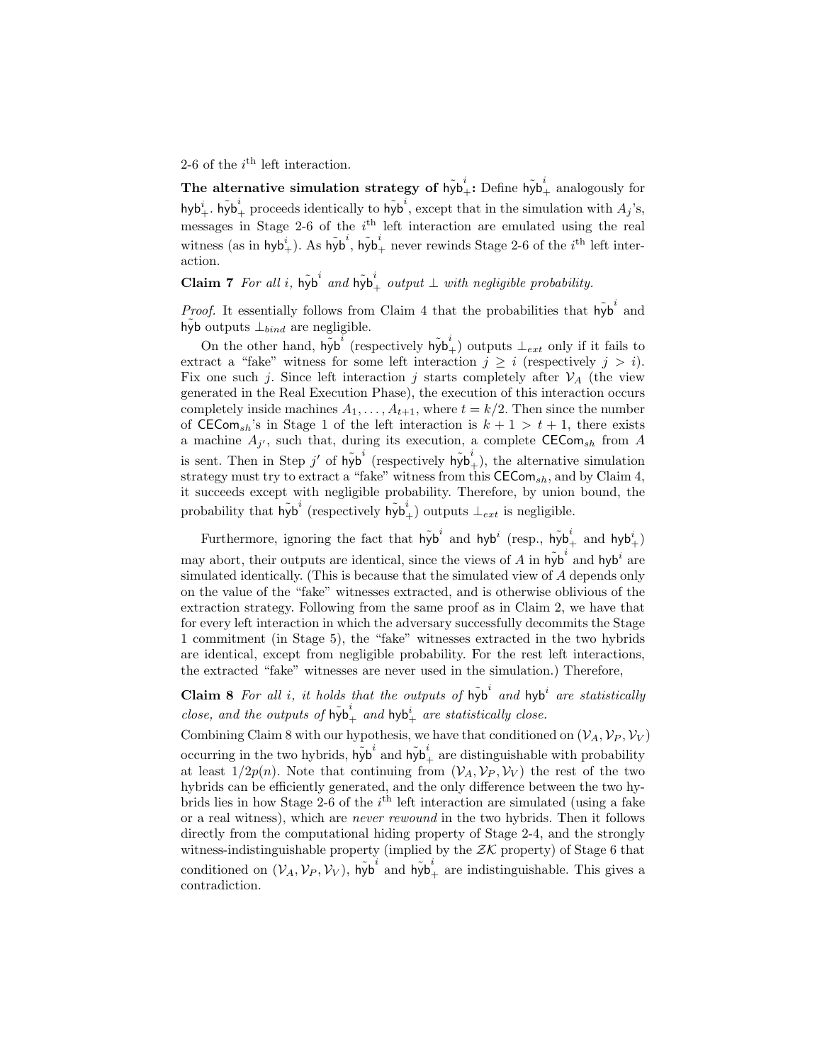2-6 of the $i^{\text{th}}$ left interaction.

**The alternative simulation strategy of $\tilde{\mathsf{hyb}}^i_+$:** Define $\tilde{\mathsf{hyb}}^i_+$ analogously for $\mathsf{hyb}^i_+$. $\tilde{\mathsf{hyb}}^i_+$ proceeds identically to $\tilde{\mathsf{hyb}}^i$, except that in the simulation with $A_j$'s, messages in Stage 2-6 of the $i^{\text{th}}$ left interaction are emulated using the real witness (as in $\mathsf{hyb}^i_+$). As $\tilde{\mathsf{hyb}}^i$, $\tilde{\mathsf{hyb}}^i_+$ never rewinds Stage 2-6 of the $i^{\text{th}}$ left interaction.

**Claim 7** *For all $i$, $\tilde{\mathsf{hyb}}^i$ and $\tilde{\mathsf{hyb}}^i_+$ output $\perp$ with negligible probability.*

*Proof.* It essentially follows from Claim 4 that the probabilities that $\tilde{\mathsf{hyb}}^i$ and $\tilde{\mathsf{hyb}}$ outputs $\perp_{bind}$ are negligible.

On the other hand, $\tilde{\mathsf{hyb}}^i$ (respectively $\tilde{\mathsf{hyb}}^i_+$) outputs $\perp_{ext}$ only if it fails to extract a "fake" witness for some left interaction $j \geq i$ (respectively $j > i$). Fix one such $j$. Since left interaction $j$ starts completely after $\mathcal{V}_A$ (the view generated in the Real Execution Phase), the execution of this interaction occurs completely inside machines $A_1, \ldots, A_{t+1}$, where $t = k/2$. Then since the number of $\mathsf{CECom}_{sh}$'s in Stage 1 of the left interaction is $k+1 > t+1$, there exists a machine $A_{j'}$, such that, during its execution, a complete $\mathsf{CECom}_{sh}$ from $A$ is sent. Then in Step $j'$ of $\tilde{\mathsf{hyb}}^i$ (respectively $\tilde{\mathsf{hyb}}^i_+$), the alternative simulation strategy must try to extract a "fake" witness from this $\mathsf{CECom}_{sh}$, and by Claim 4, it succeeds except with negligible probability. Therefore, by union bound, the probability that $\tilde{\mathsf{hyb}}^i$ (respectively $\tilde{\mathsf{hyb}}^i_+$) outputs $\perp_{ext}$ is negligible.

Furthermore, ignoring the fact that $\tilde{\mathsf{hyb}}^i$ and $\mathsf{hyb}^i$ (resp., $\tilde{\mathsf{hyb}}^i_+$ and $\mathsf{hyb}^i_+$) may abort, their outputs are identical, since the views of $A$ in $\tilde{\mathsf{hyb}}^i$ and $\mathsf{hyb}^i$ are simulated identically. (This is because that the simulated view of $A$ depends only on the value of the "fake" witnesses extracted, and is otherwise oblivious of the extraction strategy. Following from the same proof as in Claim 2, we have that for every left interaction in which the adversary successfully decommits the Stage 1 commitment (in Stage 5), the "fake" witnesses extracted in the two hybrids are identical, except from negligible probability. For the rest left interactions, the extracted "fake" witnesses are never used in the simulation.) Therefore,

**Claim 8** *For all $i$, it holds that the outputs of $\tilde{\mathsf{hyb}}^i$ and $\mathsf{hyb}^i$ are statistically close, and the outputs of $\tilde{\mathsf{hyb}}^i_+$ and $\mathsf{hyb}^i_+$ are statistically close.*

Combining Claim 8 with our hypothesis, we have that conditioned on $(\mathcal{V}_A, \mathcal{V}_P, \mathcal{V}_V)$ occurring in the two hybrids, $\tilde{\mathsf{hyb}}^i$ and $\tilde{\mathsf{hyb}}^i_+$ are distinguishable with probability at least $1/2p(n)$. Note that continuing from $(\mathcal{V}_A, \mathcal{V}_P, \mathcal{V}_V)$ the rest of the two hybrids can be efficiently generated, and the only difference between the two hybrids lies in how Stage 2-6 of the $i^{\text{th}}$ left interaction are simulated (using a fake or a real witness), which are *never rewound* in the two hybrids. Then it follows directly from the computational hiding property of Stage 2-4, and the strongly witness-indistinguishable property (implied by the $\mathcal{ZK}$ property) of Stage 6 that conditioned on $(\mathcal{V}_A, \mathcal{V}_P, \mathcal{V}_V)$, $\tilde{\mathsf{hyb}}^i$ and $\tilde{\mathsf{hyb}}^i_+$ are indistinguishable. This gives a contradiction.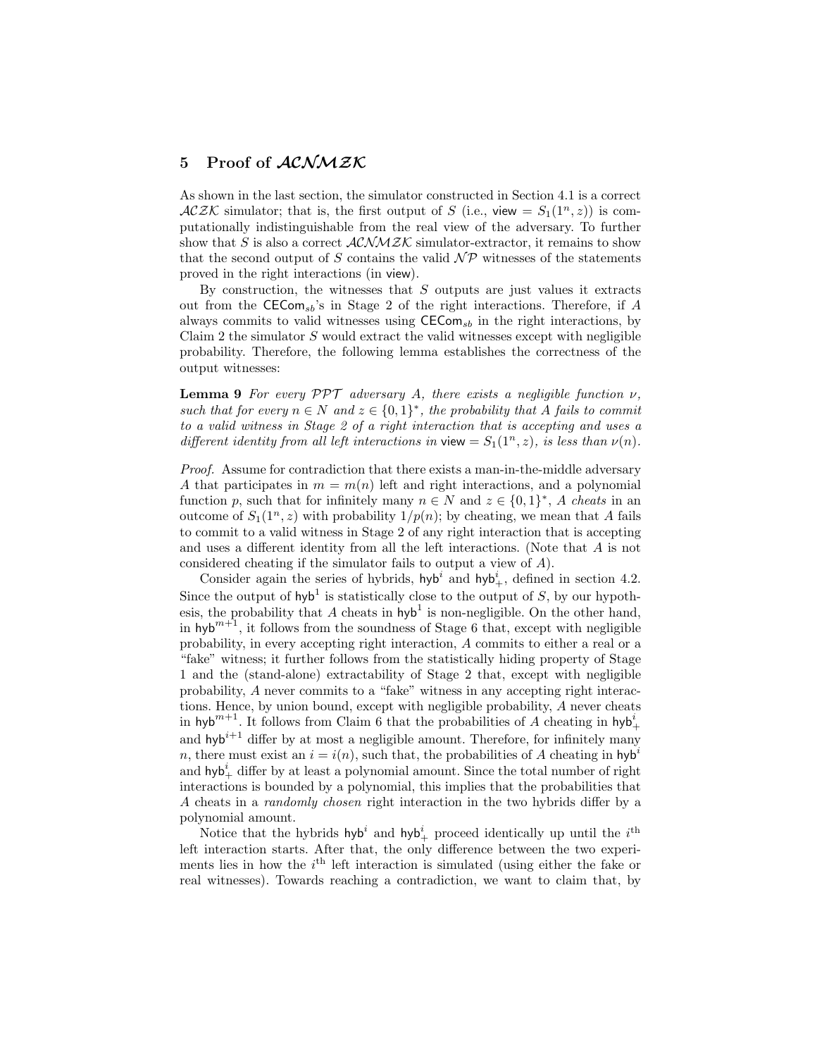## 5 Proof of $\mathcal{ACNMZK}$

As shown in the last section, the simulator constructed in Section 4.1 is a correct $\mathcal{ACZK}$ simulator; that is, the first output of $S$ (i.e., $\mathsf{view} = S_1(1^n, z)$) is computationally indistinguishable from the real view of the adversary. To further show that $S$ is also a correct $\mathcal{ACNMZK}$ simulator-extractor, it remains to show that the second output of $S$ contains the valid $\mathcal{NP}$ witnesses of the statements proved in the right interactions (in $\mathsf{view}$).

By construction, the witnesses that $S$ outputs are just values it extracts out from the $\mathsf{CECom}_{sb}$'s in Stage 2 of the right interactions. Therefore, if $A$ always commits to valid witnesses using $\mathsf{CECom}_{sb}$ in the right interactions, by Claim 2 the simulator $S$ would extract the valid witnesses except with negligible probability. Therefore, the following lemma establishes the correctness of the output witnesses:

**Lemma 9** *For every $\mathcal{PPT}$ adversary $A$, there exists a negligible function $\nu$, such that for every $n \in N$ and $z \in \{0,1\}^*$, the probability that $A$ fails to commit to a valid witness in Stage 2 of a right interaction that is accepting and uses a different identity from all left interactions in $\mathsf{view} = S_1(1^n, z)$, is less than $\nu(n)$.*

*Proof.* Assume for contradiction that there exists a man-in-the-middle adversary $A$ that participates in $m = m(n)$ left and right interactions, and a polynomial function $p$, such that for infinitely many $n \in N$ and $z \in \{0,1\}^*$, $A$ *cheats* in an outcome of $S_1(1^n, z)$ with probability $1/p(n)$; by cheating, we mean that $A$ fails to commit to a valid witness in Stage 2 of any right interaction that is accepting and uses a different identity from all the left interactions. (Note that $A$ is not considered cheating if the simulator fails to output a view of $A$).

Consider again the series of hybrids, $\mathsf{hyb}^i$ and $\mathsf{hyb}^i_+$, defined in section 4.2. Since the output of $\mathsf{hyb}^1$ is statistically close to the output of $S$, by our hypothesis, the probability that $A$ cheats in $\mathsf{hyb}^1$ is non-negligible. On the other hand, in $\mathsf{hyb}^{m+1}$, it follows from the soundness of Stage 6 that, except with negligible probability, in every accepting right interaction, $A$ commits to either a real or a "fake" witness; it further follows from the statistically hiding property of Stage 1 and the (stand-alone) extractability of Stage 2 that, except with negligible probability, $A$ never commits to a "fake" witness in any accepting right interactions. Hence, by union bound, except with negligible probability, $A$ never cheats in $\mathsf{hyb}^{m+1}$. It follows from Claim 6 that the probabilities of $A$ cheating in $\mathsf{hyb}^i_+$ and $\mathsf{hyb}^{i+1}$ differ by at most a negligible amount. Therefore, for infinitely many $n$, there must exist an $i = i(n)$, such that, the probabilities of $A$ cheating in $\mathsf{hyb}^i$ and $\mathsf{hyb}^i_+$ differ by at least a polynomial amount. Since the total number of right interactions is bounded by a polynomial, this implies that the probabilities that $A$ cheats in a *randomly chosen* right interaction in the two hybrids differ by a polynomial amount.

Notice that the hybrids $\mathsf{hyb}^i$ and $\mathsf{hyb}^i_+$ proceed identically up until the $i^{\text{th}}$ left interaction starts. After that, the only difference between the two experiments lies in how the $i^{\text{th}}$ left interaction is simulated (using either the fake or real witnesses). Towards reaching a contradiction, we want to claim that, by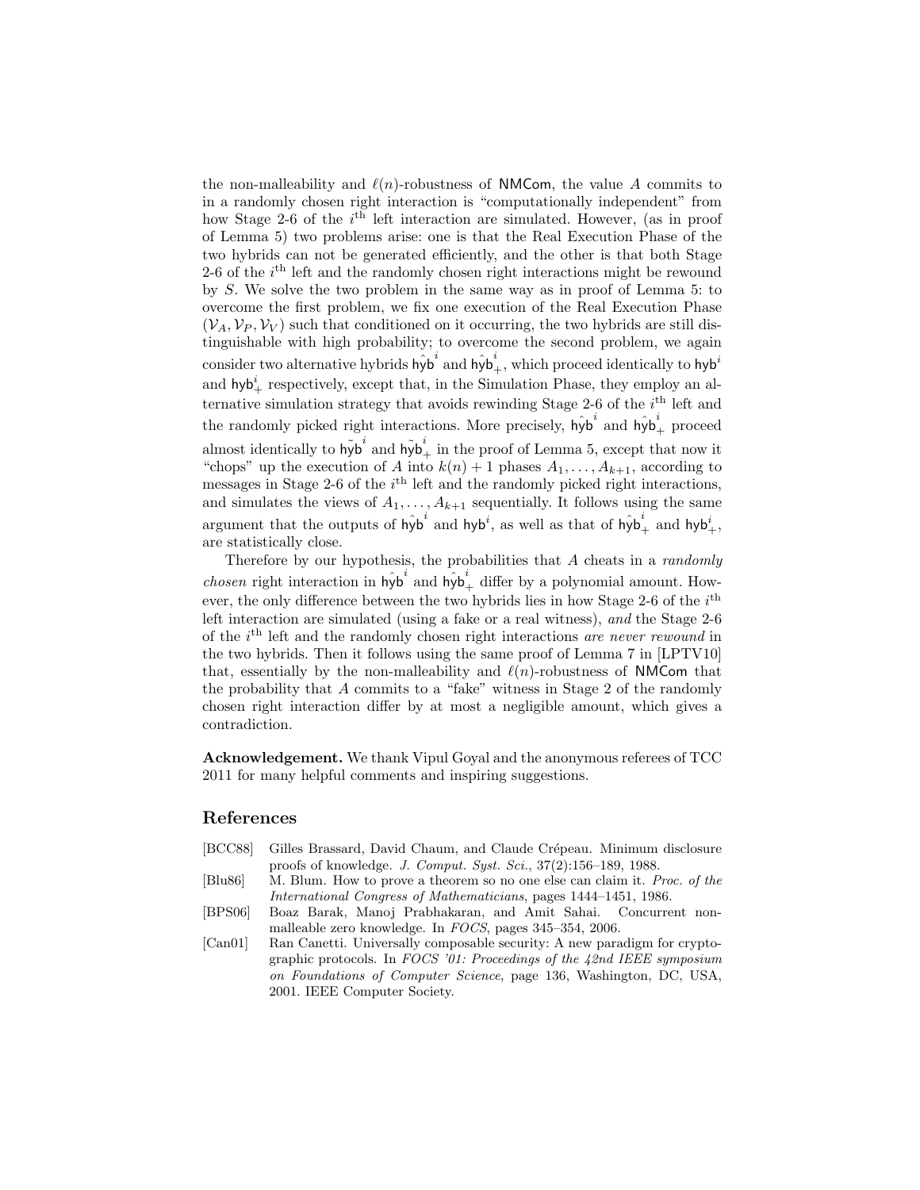the non-malleability and $\ell(n)$-robustness of $\mathsf{NMCom}$, the value $A$ commits to in a randomly chosen right interaction is "computationally independent" from how Stage 2-6 of the $i^{\text{th}}$ left interaction are simulated. However, (as in proof of Lemma 5) two problems arise: one is that the Real Execution Phase of the two hybrids can not be generated efficiently, and the other is that both Stage 2-6 of the $i^{\text{th}}$ left and the randomly chosen right interactions might be rewound by $S$. We solve the two problem in the same way as in proof of Lemma 5: to overcome the first problem, we fix one execution of the Real Execution Phase $(\mathcal{V}_A, \mathcal{V}_P, \mathcal{V}_V)$ such that conditioned on it occurring, the two hybrids are still distinguishable with high probability; to overcome the second problem, we again consider two alternative hybrids $\hat{\mathsf{hyb}}^i$ and $\hat{\mathsf{hyb}}^i_+$, which proceed identically to $\mathsf{hyb}^i$ and $\mathsf{hyb}^i_+$ respectively, except that, in the Simulation Phase, they employ an alternative simulation strategy that avoids rewinding Stage 2-6 of the $i^{\text{th}}$ left and the randomly picked right interactions. More precisely, $\hat{\mathsf{hyb}}^i$ and $\hat{\mathsf{hyb}}^i_+$ proceed almost identically to $\tilde{\mathsf{hyb}}^i$ and $\tilde{\mathsf{hyb}}^i_+$ in the proof of Lemma 5, except that now it "chops" up the execution of $A$ into $k(n)+1$ phases $A_1, \ldots, A_{k+1}$, according to messages in Stage 2-6 of the $i^{\text{th}}$ left and the randomly picked right interactions, and simulates the views of $A_1, \ldots, A_{k+1}$ sequentially. It follows using the same argument that the outputs of $\hat{\mathsf{hyb}}^i$ and $\mathsf{hyb}^i$, as well as that of $\hat{\mathsf{hyb}}^i_+$ and $\mathsf{hyb}^i_+$, are statistically close.

Therefore by our hypothesis, the probabilities that $A$ cheats in a *randomly chosen* right interaction in $\hat{\mathsf{hyb}}^i$ and $\hat{\mathsf{hyb}}^i_+$ differ by a polynomial amount. However, the only difference between the two hybrids lies in how Stage 2-6 of the $i^{\text{th}}$ left interaction are simulated (using a fake or a real witness), *and* the Stage 2-6 of the $i^{\text{th}}$ left and the randomly chosen right interactions *are never rewound* in the two hybrids. Then it follows using the same proof of Lemma 7 in [LPTV10] that, essentially by the non-malleability and $\ell(n)$-robustness of $\mathsf{NMCom}$ that the probability that $A$ commits to a "fake" witness in Stage 2 of the randomly chosen right interaction differ by at most a negligible amount, which gives a contradiction.

**Acknowledgement.** We thank Vipul Goyal and the anonymous referees of TCC 2011 for many helpful comments and inspiring suggestions.

## References

[BCC88] Gilles Brassard, David Chaum, and Claude Crépeau. Minimum disclosure proofs of knowledge. *J. Comput. Syst. Sci.*, 37(2):156–189, 1988.

[Blu86] M. Blum. How to prove a theorem so no one else can claim it. *Proc. of the International Congress of Mathematicians*, pages 1444–1451, 1986.

[BPS06] Boaz Barak, Manoj Prabhakaran, and Amit Sahai. Concurrent non-malleable zero knowledge. In *FOCS*, pages 345–354, 2006.

[Can01] Ran Canetti. Universally composable security: A new paradigm for cryptographic protocols. In *FOCS '01: Proceedings of the 42nd IEEE symposium on Foundations of Computer Science*, page 136, Washington, DC, USA, 2001. IEEE Computer Society.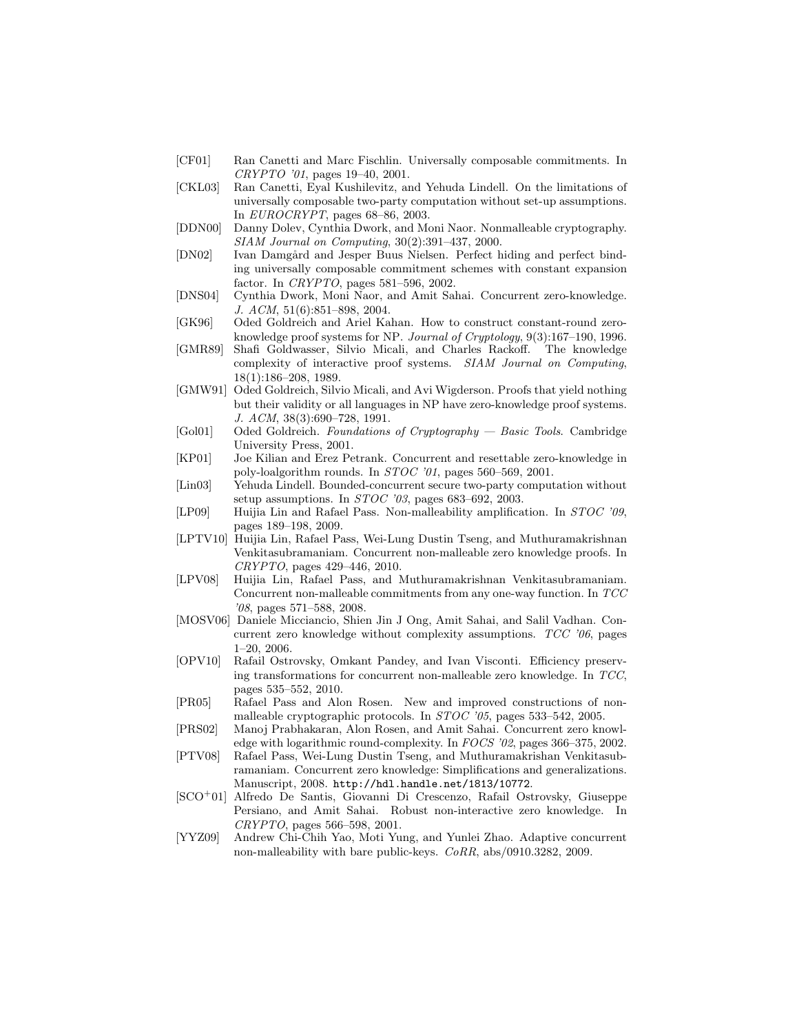[CF01] Ran Canetti and Marc Fischlin. Universally composable commitments. In *CRYPTO '01*, pages 19–40, 2001.

[CKL03] Ran Canetti, Eyal Kushilevitz, and Yehuda Lindell. On the limitations of universally composable two-party computation without set-up assumptions. In *EUROCRYPT*, pages 68–86, 2003.

[DDN00] Danny Dolev, Cynthia Dwork, and Moni Naor. Nonmalleable cryptography. *SIAM Journal on Computing*, 30(2):391–437, 2000.

[DN02] Ivan Damgård and Jesper Buus Nielsen. Perfect hiding and perfect binding universally composable commitment schemes with constant expansion factor. In *CRYPTO*, pages 581–596, 2002.

[DNS04] Cynthia Dwork, Moni Naor, and Amit Sahai. Concurrent zero-knowledge. *J. ACM*, 51(6):851–898, 2004.

[GK96] Oded Goldreich and Ariel Kahan. How to construct constant-round zero-knowledge proof systems for NP. *Journal of Cryptology*, 9(3):167–190, 1996.

[GMR89] Shafi Goldwasser, Silvio Micali, and Charles Rackoff. The knowledge complexity of interactive proof systems. *SIAM Journal on Computing*, 18(1):186–208, 1989.

[GMW91] Oded Goldreich, Silvio Micali, and Avi Wigderson. Proofs that yield nothing but their validity or all languages in NP have zero-knowledge proof systems. *J. ACM*, 38(3):690–728, 1991.

[Gol01] Oded Goldreich. *Foundations of Cryptography — Basic Tools*. Cambridge University Press, 2001.

[KP01] Joe Kilian and Erez Petrank. Concurrent and resettable zero-knowledge in poly-loalgorithm rounds. In *STOC '01*, pages 560–569, 2001.

[Lin03] Yehuda Lindell. Bounded-concurrent secure two-party computation without setup assumptions. In *STOC '03*, pages 683–692, 2003.

[LP09] Huijia Lin and Rafael Pass. Non-malleability amplification. In *STOC '09*, pages 189–198, 2009.

[LPTV10] Huijia Lin, Rafael Pass, Wei-Lung Dustin Tseng, and Muthuramakrishnan Venkitasubramaniam. Concurrent non-malleable zero knowledge proofs. In *CRYPTO*, pages 429–446, 2010.

[LPV08] Huijia Lin, Rafael Pass, and Muthuramakrishnan Venkitasubramaniam. Concurrent non-malleable commitments from any one-way function. In *TCC '08*, pages 571–588, 2008.

[MOSV06] Daniele Micciancio, Shien Jin J Ong, Amit Sahai, and Salil Vadhan. Concurrent zero knowledge without complexity assumptions. *TCC '06*, pages 1–20, 2006.

[OPV10] Rafail Ostrovsky, Omkant Pandey, and Ivan Visconti. Efficiency preserving transformations for concurrent non-malleable zero knowledge. In *TCC*, pages 535–552, 2010.

[PR05] Rafael Pass and Alon Rosen. New and improved constructions of non-malleable cryptographic protocols. In *STOC '05*, pages 533–542, 2005.

[PRS02] Manoj Prabhakaran, Alon Rosen, and Amit Sahai. Concurrent zero knowledge with logarithmic round-complexity. In *FOCS '02*, pages 366–375, 2002.

[PTV08] Rafael Pass, Wei-Lung Dustin Tseng, and Muthuramakrishan Venkitasubramaniam. Concurrent zero knowledge: Simplifications and generalizations. Manuscript, 2008. `http://hdl.handle.net/1813/10772`.

[SCO+01] Alfredo De Santis, Giovanni Di Crescenzo, Rafail Ostrovsky, Giuseppe Persiano, and Amit Sahai. Robust non-interactive zero knowledge. In *CRYPTO*, pages 566–598, 2001.

[YYZ09] Andrew Chi-Chih Yao, Moti Yung, and Yunlei Zhao. Adaptive concurrent non-malleability with bare public-keys. *CoRR*, abs/0910.3282, 2009.